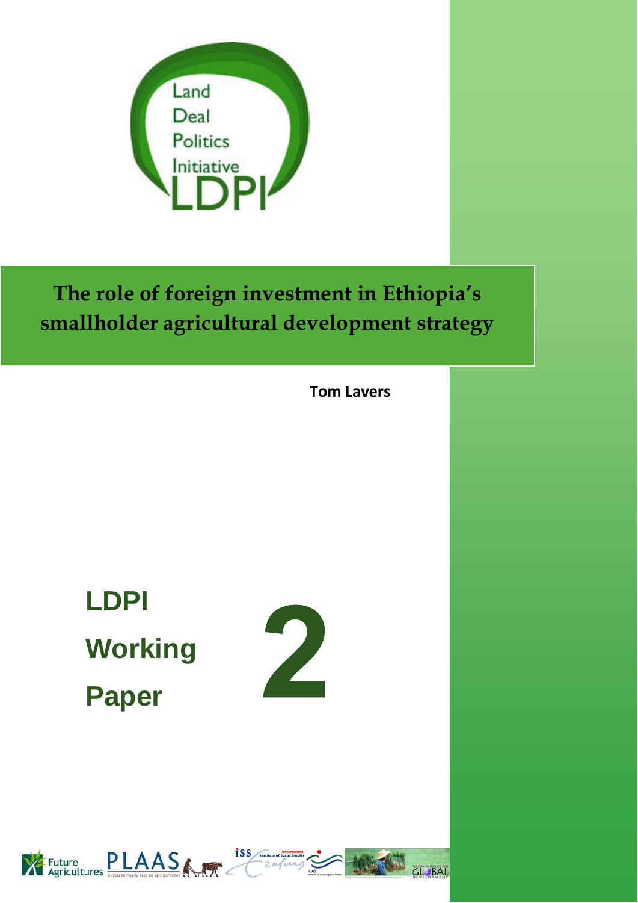Land Deal Politics Initiative

LDPI

# The role of foreign investment in Ethiopia's smallholder agricultural development strategy

**Tom Lavers**

**LDPI Working Paper 2**

Future Agricultures PLAAS Institute for Poverty, Land and Agrarian Studies ISS International Institute of Social Studies Erasmus ICAS Initiatives in Critical Agrarian Studies Polson Institute for Global Development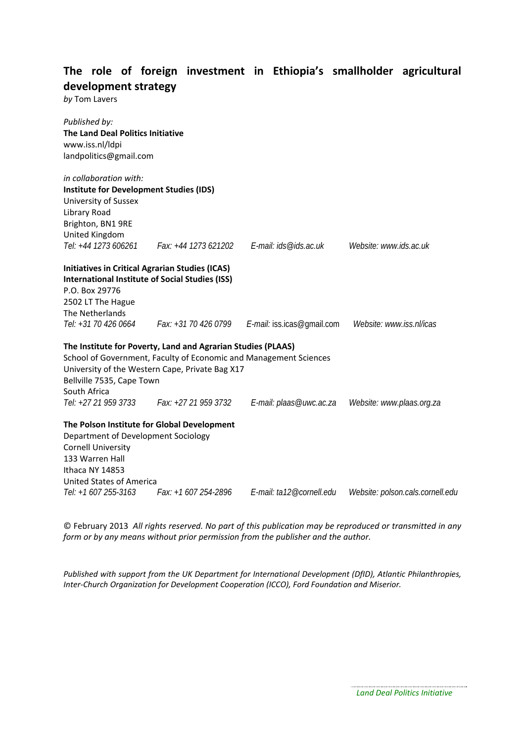## The role of foreign investment in Ethiopia's smallholder agricultural development strategy

*by* Tom Lavers

*Published by:*
**The Land Deal Politics Initiative**
www.iss.nl/ldpi
landpolitics@gmail.com

*in collaboration with:*
**Institute for Development Studies (IDS)**
University of Sussex
Library Road
Brighton, BN1 9RE
United Kingdom
*Tel: +44 1273 606261 Fax: +44 1273 621202 E-mail: ids@ids.ac.uk Website: www.ids.ac.uk*

**Initiatives in Critical Agrarian Studies (ICAS)**
**International Institute of Social Studies (ISS)**
P.O. Box 29776
2502 LT The Hague
The Netherlands
*Tel: +31 70 426 0664 Fax: +31 70 426 0799 E-mail: iss.icas@gmail.com Website: www.iss.nl/icas*

**The Institute for Poverty, Land and Agrarian Studies (PLAAS)**
School of Government, Faculty of Economic and Management Sciences
University of the Western Cape, Private Bag X17
Bellville 7535, Cape Town
South Africa
*Tel: +27 21 959 3733 Fax: +27 21 959 3732 E-mail: plaas@uwc.ac.za Website: www.plaas.org.za*

**The Polson Institute for Global Development**
Department of Development Sociology
Cornell University
133 Warren Hall
Ithaca NY 14853
United States of America
*Tel: +1 607 255-3163 Fax: +1 607 254-2896 E-mail: ta12@cornell.edu Website: polson.cals.cornell.edu*

© February 2013 *All rights reserved. No part of this publication may be reproduced or transmitted in any form or by any means without prior permission from the publisher and the author.*

*Published with support from the UK Department for International Development (DfID), Atlantic Philanthropies, Inter-Church Organization for Development Cooperation (ICCO), Ford Foundation and Miserior.*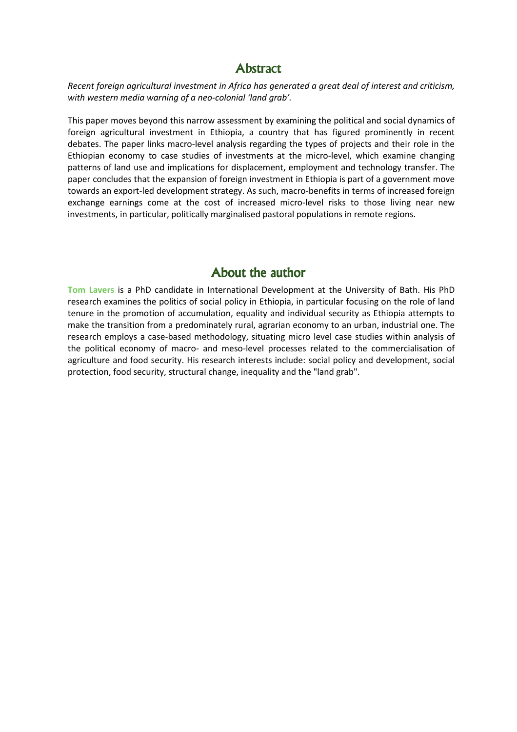# Abstract

*Recent foreign agricultural investment in Africa has generated a great deal of interest and criticism, with western media warning of a neo-colonial 'land grab'.*

This paper moves beyond this narrow assessment by examining the political and social dynamics of foreign agricultural investment in Ethiopia, a country that has figured prominently in recent debates. The paper links macro-level analysis regarding the types of projects and their role in the Ethiopian economy to case studies of investments at the micro-level, which examine changing patterns of land use and implications for displacement, employment and technology transfer. The paper concludes that the expansion of foreign investment in Ethiopia is part of a government move towards an export-led development strategy. As such, macro-benefits in terms of increased foreign exchange earnings come at the cost of increased micro-level risks to those living near new investments, in particular, politically marginalised pastoral populations in remote regions.

# About the author

**Tom Lavers** is a PhD candidate in International Development at the University of Bath. His PhD research examines the politics of social policy in Ethiopia, in particular focusing on the role of land tenure in the promotion of accumulation, equality and individual security as Ethiopia attempts to make the transition from a predominately rural, agrarian economy to an urban, industrial one. The research employs a case-based methodology, situating micro level case studies within analysis of the political economy of macro- and meso-level processes related to the commercialisation of agriculture and food security. His research interests include: social policy and development, social protection, food security, structural change, inequality and the "land grab".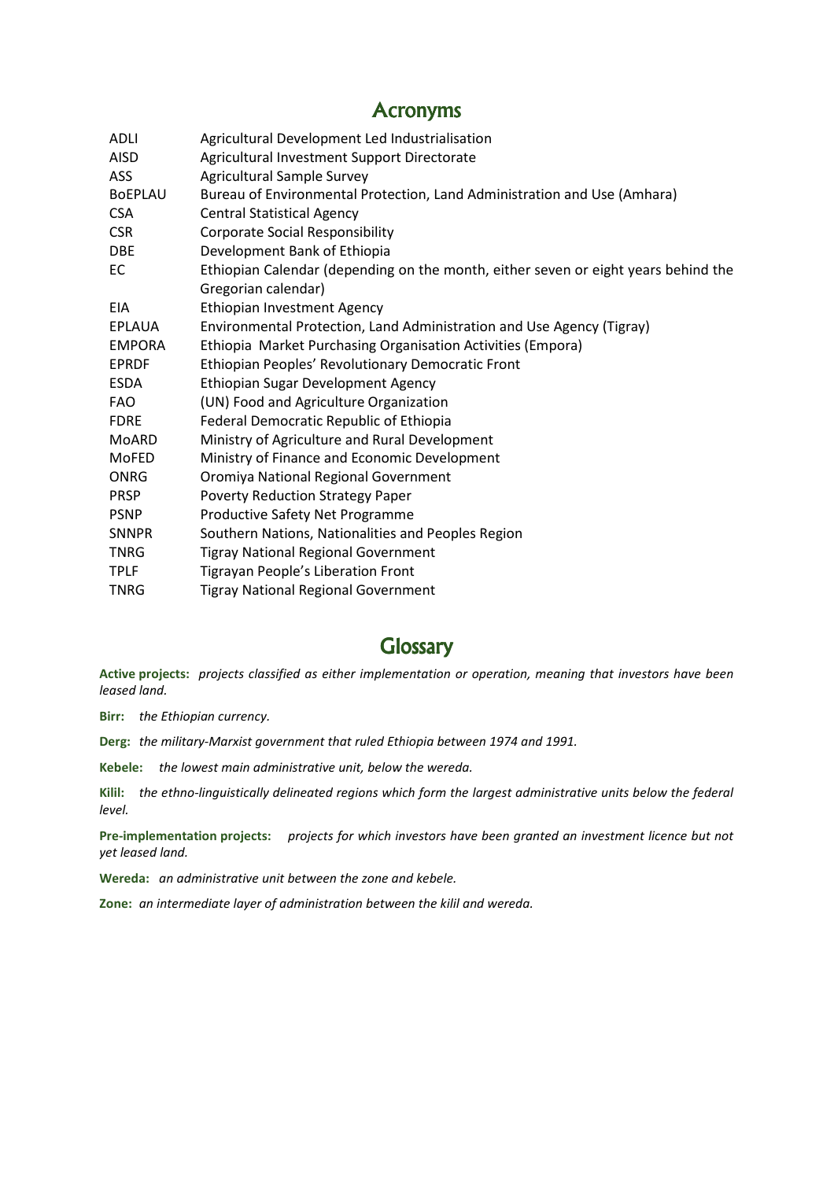## Acronyms

| | |
|---|---|
| ADLI | Agricultural Development Led Industrialisation |
| AISD | Agricultural Investment Support Directorate |
| ASS | Agricultural Sample Survey |
| BoEPLAU | Bureau of Environmental Protection, Land Administration and Use (Amhara) |
| CSA | Central Statistical Agency |
| CSR | Corporate Social Responsibility |
| DBE | Development Bank of Ethiopia |
| EC | Ethiopian Calendar (depending on the month, either seven or eight years behind the Gregorian calendar) |
| EIA | Ethiopian Investment Agency |
| EPLAUA | Environmental Protection, Land Administration and Use Agency (Tigray) |
| EMPORA | Ethiopia Market Purchasing Organisation Activities (Empora) |
| EPRDF | Ethiopian Peoples' Revolutionary Democratic Front |
| ESDA | Ethiopian Sugar Development Agency |
| FAO | (UN) Food and Agriculture Organization |
| FDRE | Federal Democratic Republic of Ethiopia |
| MoARD | Ministry of Agriculture and Rural Development |
| MoFED | Ministry of Finance and Economic Development |
| ONRG | Oromiya National Regional Government |
| PRSP | Poverty Reduction Strategy Paper |
| PSNP | Productive Safety Net Programme |
| SNNPR | Southern Nations, Nationalities and Peoples Region |
| TNRG | Tigray National Regional Government |
| TPLF | Tigrayan People's Liberation Front |
| TNRG | Tigray National Regional Government |

## Glossary

**Active projects:** *projects classified as either implementation or operation, meaning that investors have been leased land.*

**Birr:** *the Ethiopian currency.*

**Derg:** *the military-Marxist government that ruled Ethiopia between 1974 and 1991.*

**Kebele:** *the lowest main administrative unit, below the wereda.*

**Kilil:** *the ethno-linguistically delineated regions which form the largest administrative units below the federal level.*

**Pre-implementation projects:** *projects for which investors have been granted an investment licence but not yet leased land.*

**Wereda:** *an administrative unit between the zone and kebele.*

**Zone:** *an intermediate layer of administration between the kilil and wereda.*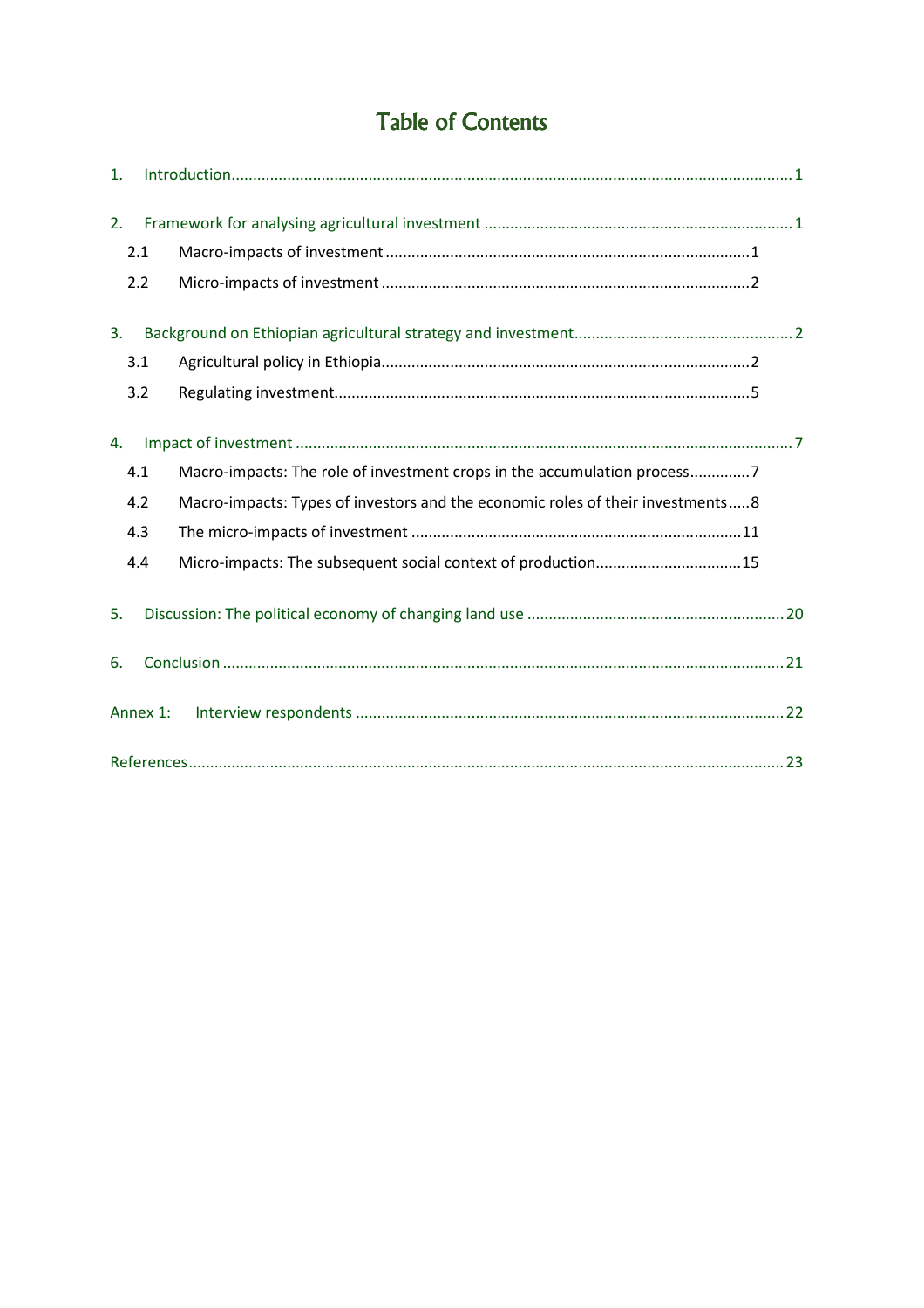# Table of Contents

1. Introduction ........................................................................ 1

2. Framework for analysing agricultural investment ........................................................................ 1
   - 2.1 Macro-impacts of investment ........................................................................ 1
   - 2.2 Micro-impacts of investment ........................................................................ 2

3. Background on Ethiopian agricultural strategy and investment ........................................................................ 2
   - 3.1 Agricultural policy in Ethiopia ........................................................................ 2
   - 3.2 Regulating investment ........................................................................ 5

4. Impact of investment ........................................................................ 7
   - 4.1 Macro-impacts: The role of investment crops in the accumulation process ........................................................................ 7
   - 4.2 Macro-impacts: Types of investors and the economic roles of their investments ........................................................................ 8
   - 4.3 The micro-impacts of investment ........................................................................ 11
   - 4.4 Micro-impacts: The subsequent social context of production ........................................................................ 15

5. Discussion: The political economy of changing land use ........................................................................ 20

6. Conclusion ........................................................................ 21

Annex 1: Interview respondents ........................................................................ 22

References ........................................................................ 23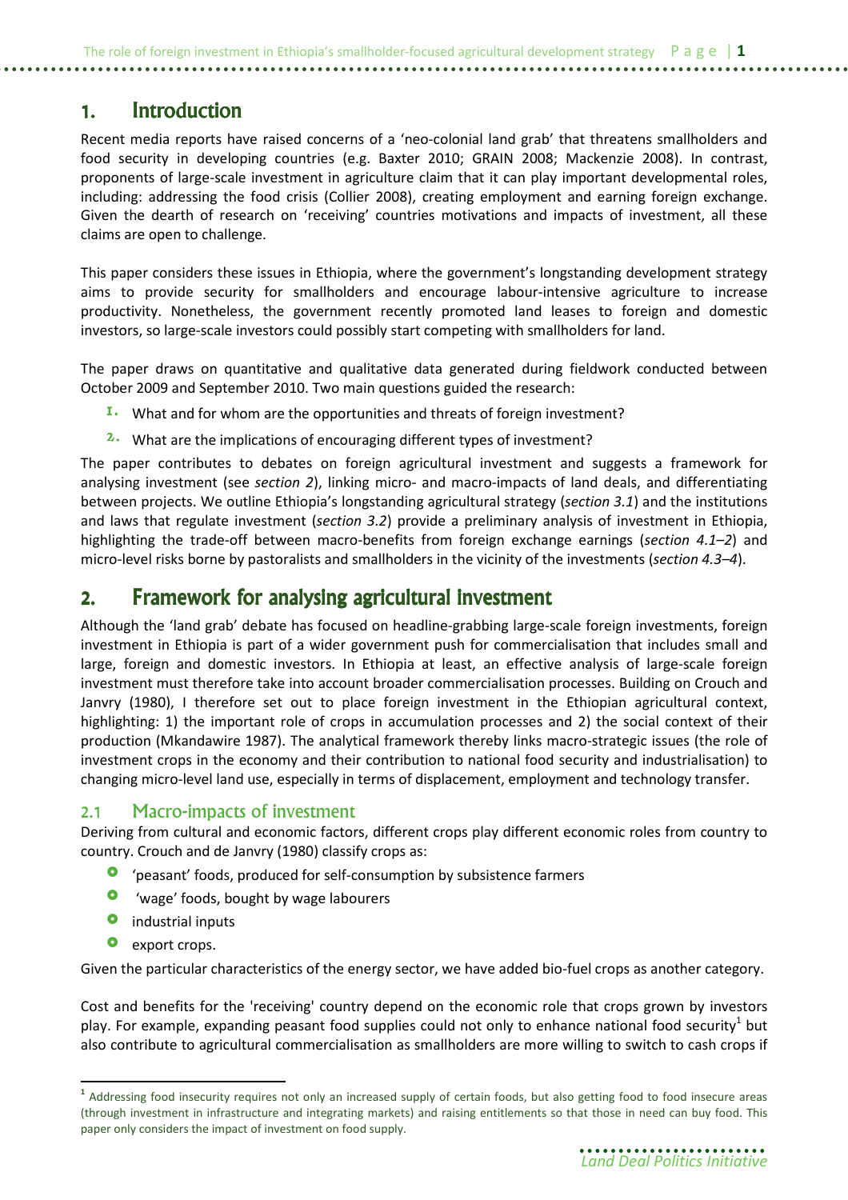# 1. Introduction

Recent media reports have raised concerns of a 'neo-colonial land grab' that threatens smallholders and food security in developing countries (e.g. Baxter 2010; GRAIN 2008; Mackenzie 2008). In contrast, proponents of large-scale investment in agriculture claim that it can play important developmental roles, including: addressing the food crisis (Collier 2008), creating employment and earning foreign exchange. Given the dearth of research on 'receiving' countries motivations and impacts of investment, all these claims are open to challenge.

This paper considers these issues in Ethiopia, where the government's longstanding development strategy aims to provide security for smallholders and encourage labour-intensive agriculture to increase productivity. Nonetheless, the government recently promoted land leases to foreign and domestic investors, so large-scale investors could possibly start competing with smallholders for land.

The paper draws on quantitative and qualitative data generated during fieldwork conducted between October 2009 and September 2010. Two main questions guided the research:

1. What and for whom are the opportunities and threats of foreign investment?
2. What are the implications of encouraging different types of investment?

The paper contributes to debates on foreign agricultural investment and suggests a framework for analysing investment (see *section 2*), linking micro- and macro-impacts of land deals, and differentiating between projects. We outline Ethiopia's longstanding agricultural strategy (*section 3.1*) and the institutions and laws that regulate investment (*section 3.2*) provide a preliminary analysis of investment in Ethiopia, highlighting the trade-off between macro-benefits from foreign exchange earnings (*section 4.1–2*) and micro-level risks borne by pastoralists and smallholders in the vicinity of the investments (*section 4.3–4*).

# 2. Framework for analysing agricultural investment

Although the 'land grab' debate has focused on headline-grabbing large-scale foreign investments, foreign investment in Ethiopia is part of a wider government push for commercialisation that includes small and large, foreign and domestic investors. In Ethiopia at least, an effective analysis of large-scale foreign investment must therefore take into account broader commercialisation processes. Building on Crouch and Janvry (1980), I therefore set out to place foreign investment in the Ethiopian agricultural context, highlighting: 1) the important role of crops in accumulation processes and 2) the social context of their production (Mkandawire 1987). The analytical framework thereby links macro-strategic issues (the role of investment crops in the economy and their contribution to national food security and industrialisation) to changing micro-level land use, especially in terms of displacement, employment and technology transfer.

## 2.1 Macro-impacts of investment

Deriving from cultural and economic factors, different crops play different economic roles from country to country. Crouch and de Janvry (1980) classify crops as:

- 'peasant' foods, produced for self-consumption by subsistence farmers
- 'wage' foods, bought by wage labourers
- industrial inputs
- export crops.

Given the particular characteristics of the energy sector, we have added bio-fuel crops as another category.

Cost and benefits for the 'receiving' country depend on the economic role that crops grown by investors play. For example, expanding peasant food supplies could not only to enhance national food security[1] but also contribute to agricultural commercialisation as smallholders are more willing to switch to cash crops if

[1] Addressing food insecurity requires not only an increased supply of certain foods, but also getting food to food insecure areas (through investment in infrastructure and integrating markets) and raising entitlements so that those in need can buy food. This paper only considers the impact of investment on food supply.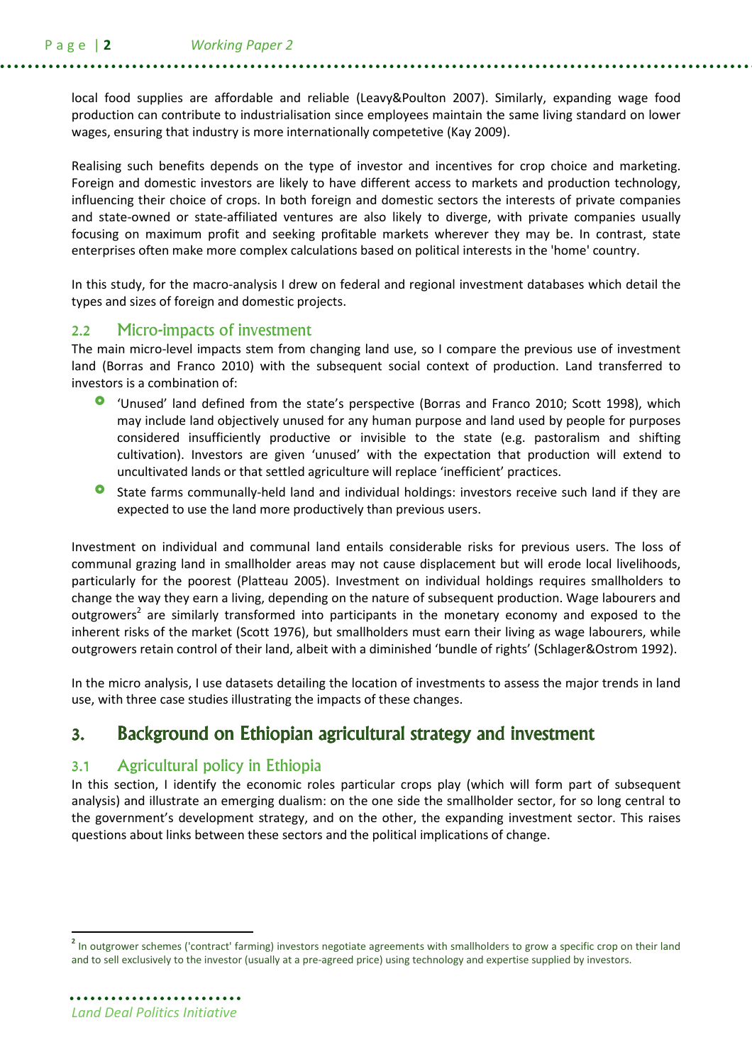local food supplies are affordable and reliable (Leavy&Poulton 2007). Similarly, expanding wage food production can contribute to industrialisation since employees maintain the same living standard on lower wages, ensuring that industry is more internationally competetive (Kay 2009).

Realising such benefits depends on the type of investor and incentives for crop choice and marketing. Foreign and domestic investors are likely to have different access to markets and production technology, influencing their choice of crops. In both foreign and domestic sectors the interests of private companies and state-owned or state-affiliated ventures are also likely to diverge, with private companies usually focusing on maximum profit and seeking profitable markets wherever they may be. In contrast, state enterprises often make more complex calculations based on political interests in the 'home' country.

In this study, for the macro-analysis I drew on federal and regional investment databases which detail the types and sizes of foreign and domestic projects.

### 2.2 Micro-impacts of investment

The main micro-level impacts stem from changing land use, so I compare the previous use of investment land (Borras and Franco 2010) with the subsequent social context of production. Land transferred to investors is a combination of:

- 'Unused' land defined from the state's perspective (Borras and Franco 2010; Scott 1998), which may include land objectively unused for any human purpose and land used by people for purposes considered insufficiently productive or invisible to the state (e.g. pastoralism and shifting cultivation). Investors are given 'unused' with the expectation that production will extend to uncultivated lands or that settled agriculture will replace 'inefficient' practices.
- State farms communally-held land and individual holdings: investors receive such land if they are expected to use the land more productively than previous users.

Investment on individual and communal land entails considerable risks for previous users. The loss of communal grazing land in smallholder areas may not cause displacement but will erode local livelihoods, particularly for the poorest (Platteau 2005). Investment on individual holdings requires smallholders to change the way they earn a living, depending on the nature of subsequent production. Wage labourers and outgrowers[2] are similarly transformed into participants in the monetary economy and exposed to the inherent risks of the market (Scott 1976), but smallholders must earn their living as wage labourers, while outgrowers retain control of their land, albeit with a diminished 'bundle of rights' (Schlager&Ostrom 1992).

In the micro analysis, I use datasets detailing the location of investments to assess the major trends in land use, with three case studies illustrating the impacts of these changes.

## 3. Background on Ethiopian agricultural strategy and investment

### 3.1 Agricultural policy in Ethiopia

In this section, I identify the economic roles particular crops play (which will form part of subsequent analysis) and illustrate an emerging dualism: on the one side the smallholder sector, for so long central to the government's development strategy, and on the other, the expanding investment sector. This raises questions about links between these sectors and the political implications of change.

[2] In outgrower schemes ('contract' farming) investors negotiate agreements with smallholders to grow a specific crop on their land and to sell exclusively to the investor (usually at a pre-agreed price) using technology and expertise supplied by investors.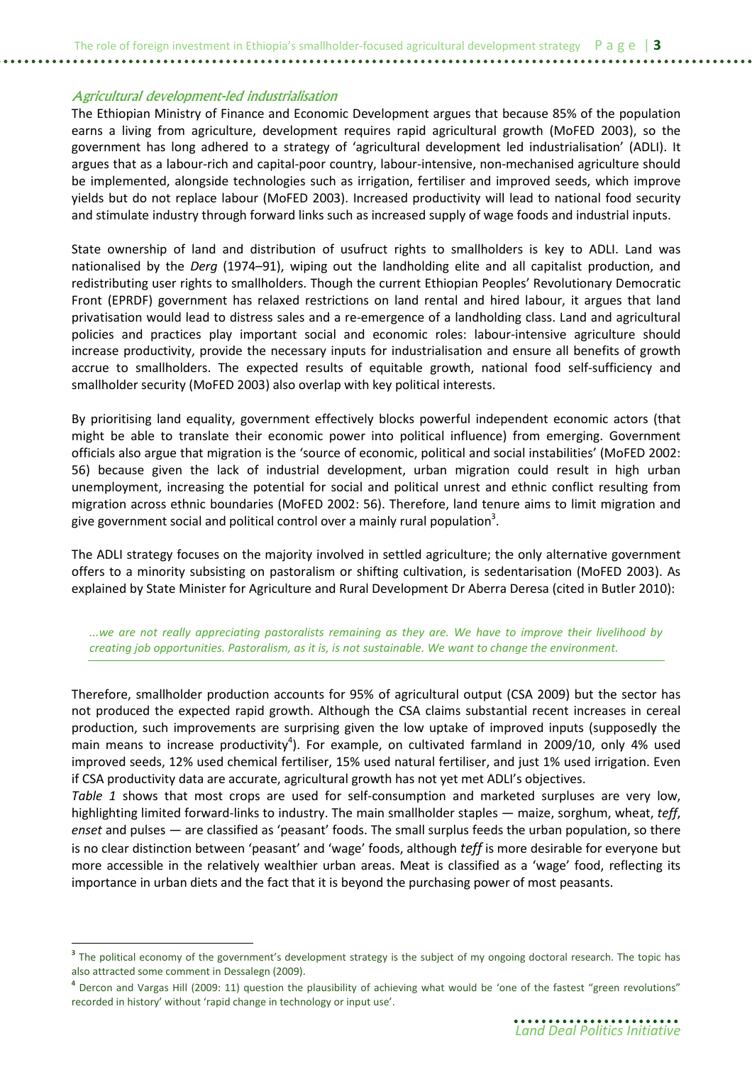### *Agricultural development-led industrialisation*

The Ethiopian Ministry of Finance and Economic Development argues that because 85% of the population earns a living from agriculture, development requires rapid agricultural growth (MoFED 2003), so the government has long adhered to a strategy of 'agricultural development led industrialisation' (ADLI). It argues that as a labour-rich and capital-poor country, labour-intensive, non-mechanised agriculture should be implemented, alongside technologies such as irrigation, fertiliser and improved seeds, which improve yields but do not replace labour (MoFED 2003). Increased productivity will lead to national food security and stimulate industry through forward links such as increased supply of wage foods and industrial inputs.

State ownership of land and distribution of usufruct rights to smallholders is key to ADLI. Land was nationalised by the *Derg* (1974–91), wiping out the landholding elite and all capitalist production, and redistributing user rights to smallholders. Though the current Ethiopian Peoples' Revolutionary Democratic Front (EPRDF) government has relaxed restrictions on land rental and hired labour, it argues that land privatisation would lead to distress sales and a re-emergence of a landholding class. Land and agricultural policies and practices play important social and economic roles: labour-intensive agriculture should increase productivity, provide the necessary inputs for industrialisation and ensure all benefits of growth accrue to smallholders. The expected results of equitable growth, national food self-sufficiency and smallholder security (MoFED 2003) also overlap with key political interests.

By prioritising land equality, government effectively blocks powerful independent economic actors (that might be able to translate their economic power into political influence) from emerging. Government officials also argue that migration is the 'source of economic, political and social instabilities' (MoFED 2002: 56) because given the lack of industrial development, urban migration could result in high urban unemployment, increasing the potential for social and political unrest and ethnic conflict resulting from migration across ethnic boundaries (MoFED 2002: 56). Therefore, land tenure aims to limit migration and give government social and political control over a mainly rural population[3].

The ADLI strategy focuses on the majority involved in settled agriculture; the only alternative government offers to a minority subsisting on pastoralism or shifting cultivation, is sedentarisation (MoFED 2003). As explained by State Minister for Agriculture and Rural Development Dr Aberra Deresa (cited in Butler 2010):

> *...we are not really appreciating pastoralists remaining as they are. We have to improve their livelihood by creating job opportunities. Pastoralism, as it is, is not sustainable. We want to change the environment.*

Therefore, smallholder production accounts for 95% of agricultural output (CSA 2009) but the sector has not produced the expected rapid growth. Although the CSA claims substantial recent increases in cereal production, such improvements are surprising given the low uptake of improved inputs (supposedly the main means to increase productivity[4]). For example, on cultivated farmland in 2009/10, only 4% used improved seeds, 12% used chemical fertiliser, 15% used natural fertiliser, and just 1% used irrigation. Even if CSA productivity data are accurate, agricultural growth has not yet met ADLI's objectives.

*Table 1* shows that most crops are used for self-consumption and marketed surpluses are very low, highlighting limited forward-links to industry. The main smallholder staples — maize, sorghum, wheat, *teff*, *enset* and pulses — are classified as 'peasant' foods. The small surplus feeds the urban population, so there is no clear distinction between 'peasant' and 'wage' foods, although *teff* is more desirable for everyone but more accessible in the relatively wealthier urban areas. Meat is classified as a 'wage' food, reflecting its importance in urban diets and the fact that it is beyond the purchasing power of most peasants.

---

[3] The political economy of the government's development strategy is the subject of my ongoing doctoral research. The topic has also attracted some comment in Dessalegn (2009).

[4] Dercon and Vargas Hill (2009: 11) question the plausibility of achieving what would be 'one of the fastest "green revolutions" recorded in history' without 'rapid change in technology or input use'.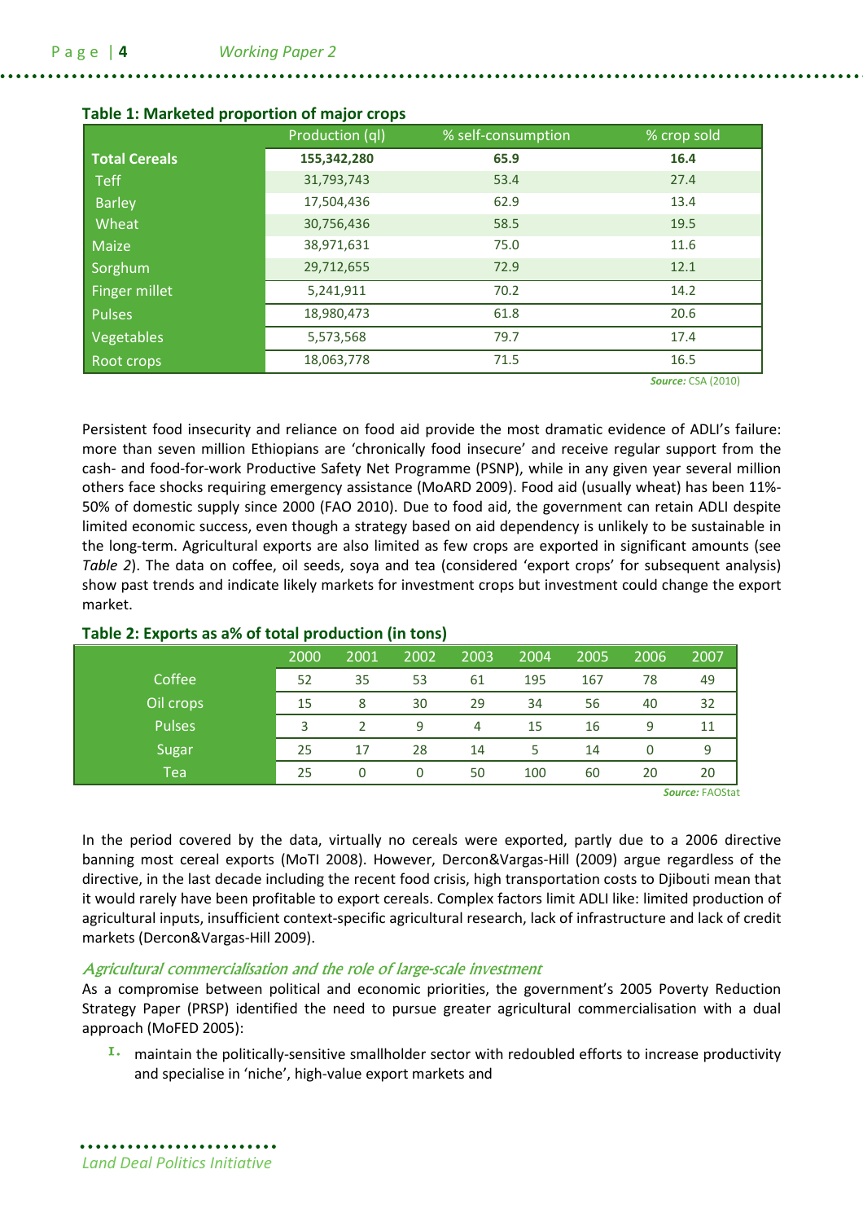**Table 1: Marketed proportion of major crops**

| | Production (ql) | % self-consumption | % crop sold |
|---|---|---|---|
| **Total Cereals** | **155,342,280** | **65.9** | **16.4** |
| Teff | 31,793,743 | 53.4 | 27.4 |
| Barley | 17,504,436 | 62.9 | 13.4 |
| Wheat | 30,756,436 | 58.5 | 19.5 |
| Maize | 38,971,631 | 75.0 | 11.6 |
| Sorghum | 29,712,655 | 72.9 | 12.1 |
| Finger millet | 5,241,911 | 70.2 | 14.2 |
| Pulses | 18,980,473 | 61.8 | 20.6 |
| Vegetables | 5,573,568 | 79.7 | 17.4 |
| Root crops | 18,063,778 | 71.5 | 16.5 |

***Source:*** CSA (2010)

Persistent food insecurity and reliance on food aid provide the most dramatic evidence of ADLI's failure: more than seven million Ethiopians are 'chronically food insecure' and receive regular support from the cash- and food-for-work Productive Safety Net Programme (PSNP), while in any given year several million others face shocks requiring emergency assistance (MoARD 2009). Food aid (usually wheat) has been 11%-50% of domestic supply since 2000 (FAO 2010). Due to food aid, the government can retain ADLI despite limited economic success, even though a strategy based on aid dependency is unlikely to be sustainable in the long-term. Agricultural exports are also limited as few crops are exported in significant amounts (see *Table 2*). The data on coffee, oil seeds, soya and tea (considered 'export crops' for subsequent analysis) show past trends and indicate likely markets for investment crops but investment could change the export market.

**Table 2: Exports as a% of total production (in tons)**

| | 2000 | 2001 | 2002 | 2003 | 2004 | 2005 | 2006 | 2007 |
|---|---|---|---|---|---|---|---|---|
| Coffee | 52 | 35 | 53 | 61 | 195 | 167 | 78 | 49 |
| Oil crops | 15 | 8 | 30 | 29 | 34 | 56 | 40 | 32 |
| Pulses | 3 | 2 | 9 | 4 | 15 | 16 | 9 | 11 |
| Sugar | 25 | 17 | 28 | 14 | 5 | 14 | 0 | 9 |
| Tea | 25 | 0 | 0 | 50 | 100 | 60 | 20 | 20 |

***Source:*** FAOStat

In the period covered by the data, virtually no cereals were exported, partly due to a 2006 directive banning most cereal exports (MoTI 2008). However, Dercon&Vargas-Hill (2009) argue regardless of the directive, in the last decade including the recent food crisis, high transportation costs to Djibouti mean that it would rarely have been profitable to export cereals. Complex factors limit ADLI like: limited production of agricultural inputs, insufficient context-specific agricultural research, lack of infrastructure and lack of credit markets (Dercon&Vargas-Hill 2009).

### *Agricultural commercialisation and the role of large-scale investment*

As a compromise between political and economic priorities, the government's 2005 Poverty Reduction Strategy Paper (PRSP) identified the need to pursue greater agricultural commercialisation with a dual approach (MoFED 2005):

I. maintain the politically-sensitive smallholder sector with redoubled efforts to increase productivity and specialise in 'niche', high-value export markets and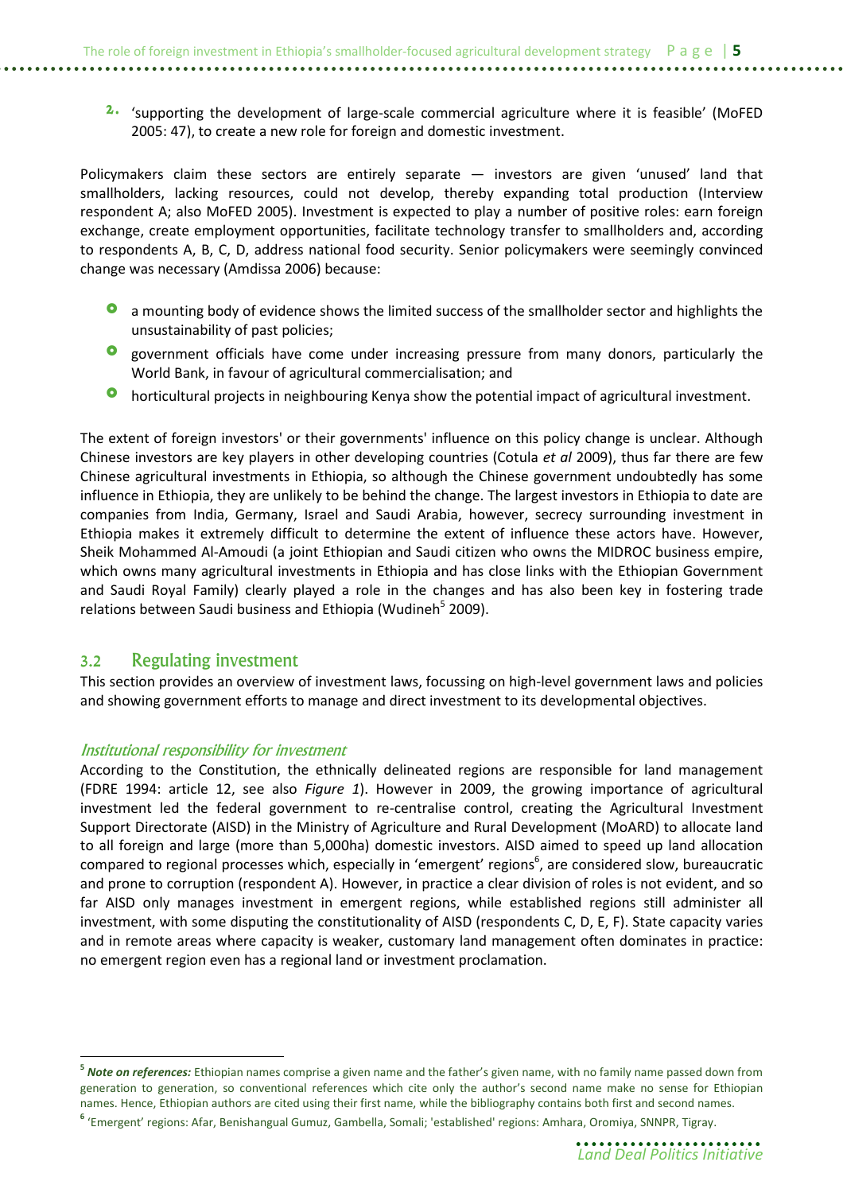2. 'supporting the development of large-scale commercial agriculture where it is feasible' (MoFED 2005: 47), to create a new role for foreign and domestic investment.

Policymakers claim these sectors are entirely separate — investors are given 'unused' land that smallholders, lacking resources, could not develop, thereby expanding total production (Interview respondent A; also MoFED 2005). Investment is expected to play a number of positive roles: earn foreign exchange, create employment opportunities, facilitate technology transfer to smallholders and, according to respondents A, B, C, D, address national food security. Senior policymakers were seemingly convinced change was necessary (Amdissa 2006) because:

- a mounting body of evidence shows the limited success of the smallholder sector and highlights the unsustainability of past policies;
- government officials have come under increasing pressure from many donors, particularly the World Bank, in favour of agricultural commercialisation; and
- horticultural projects in neighbouring Kenya show the potential impact of agricultural investment.

The extent of foreign investors' or their governments' influence on this policy change is unclear. Although Chinese investors are key players in other developing countries (Cotula *et al* 2009), thus far there are few Chinese agricultural investments in Ethiopia, so although the Chinese government undoubtedly has some influence in Ethiopia, they are unlikely to be behind the change. The largest investors in Ethiopia to date are companies from India, Germany, Israel and Saudi Arabia, however, secrecy surrounding investment in Ethiopia makes it extremely difficult to determine the extent of influence these actors have. However, Sheik Mohammed Al-Amoudi (a joint Ethiopian and Saudi citizen who owns the MIDROC business empire, which owns many agricultural investments in Ethiopia and has close links with the Ethiopian Government and Saudi Royal Family) clearly played a role in the changes and has also been key in fostering trade relations between Saudi business and Ethiopia (Wudineh[5] 2009).

## 3.2 Regulating investment

This section provides an overview of investment laws, focussing on high-level government laws and policies and showing government efforts to manage and direct investment to its developmental objectives.

### *Institutional responsibility for investment*

According to the Constitution, the ethnically delineated regions are responsible for land management (FDRE 1994: article 12, see also *Figure 1*). However in 2009, the growing importance of agricultural investment led the federal government to re-centralise control, creating the Agricultural Investment Support Directorate (AISD) in the Ministry of Agriculture and Rural Development (MoARD) to allocate land to all foreign and large (more than 5,000ha) domestic investors. AISD aimed to speed up land allocation compared to regional processes which, especially in 'emergent' regions[6], are considered slow, bureaucratic and prone to corruption (respondent A). However, in practice a clear division of roles is not evident, and so far AISD only manages investment in emergent regions, while established regions still administer all investment, with some disputing the constitutionality of AISD (respondents C, D, E, F). State capacity varies and in remote areas where capacity is weaker, customary land management often dominates in practice: no emergent region even has a regional land or investment proclamation.

---

[5] ***Note on references:*** Ethiopian names comprise a given name and the father's given name, with no family name passed down from generation to generation, so conventional references which cite only the author's second name make no sense for Ethiopian names. Hence, Ethiopian authors are cited using their first name, while the bibliography contains both first and second names.

[6] 'Emergent' regions: Afar, Benishangual Gumuz, Gambella, Somali; 'established' regions: Amhara, Oromiya, SNNPR, Tigray.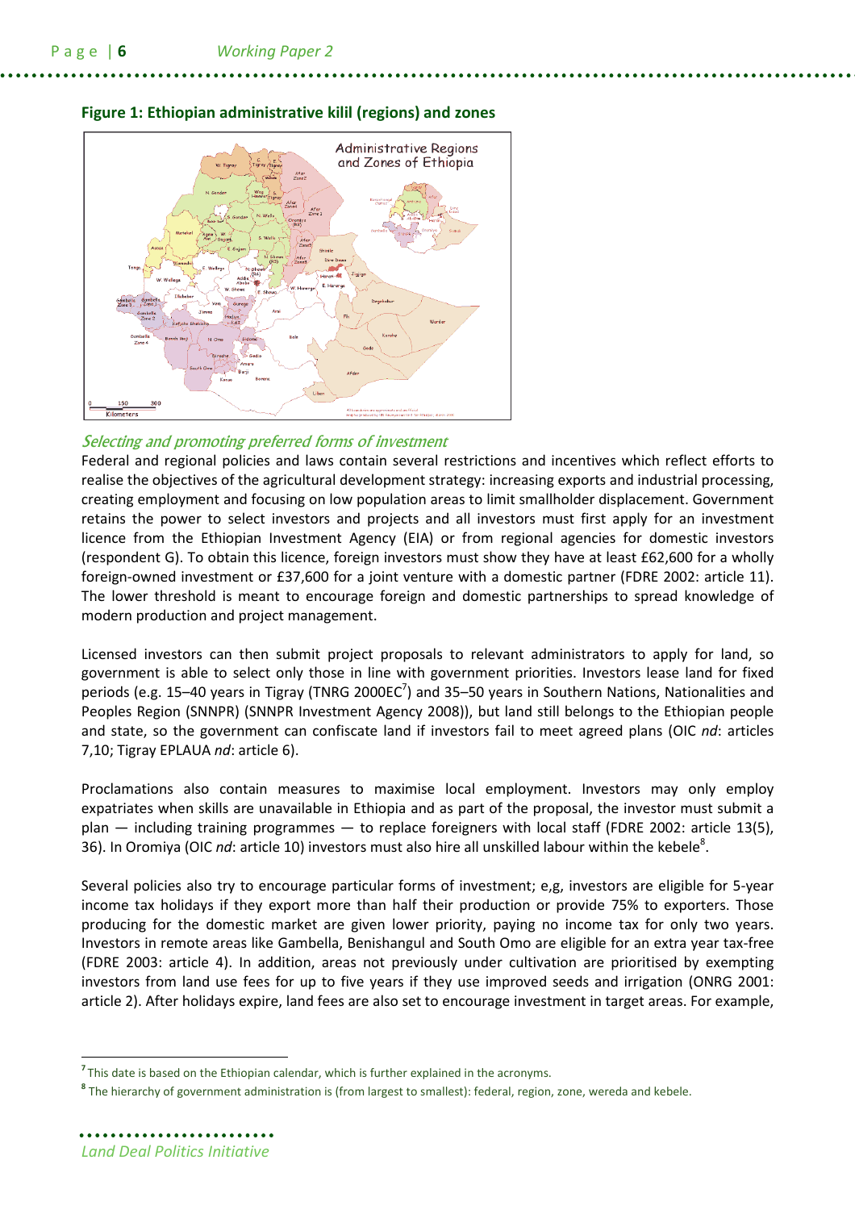**Figure 1: Ethiopian administrative kilil (regions) and zones**

### *Selecting and promoting preferred forms of investment*

Federal and regional policies and laws contain several restrictions and incentives which reflect efforts to realise the objectives of the agricultural development strategy: increasing exports and industrial processing, creating employment and focusing on low population areas to limit smallholder displacement. Government retains the power to select investors and projects and all investors must first apply for an investment licence from the Ethiopian Investment Agency (EIA) or from regional agencies for domestic investors (respondent G). To obtain this licence, foreign investors must show they have at least £62,600 for a wholly foreign-owned investment or £37,600 for a joint venture with a domestic partner (FDRE 2002: article 11). The lower threshold is meant to encourage foreign and domestic partnerships to spread knowledge of modern production and project management.

Licensed investors can then submit project proposals to relevant administrators to apply for land, so government is able to select only those in line with government priorities. Investors lease land for fixed periods (e.g. 15–40 years in Tigray (TNRG 2000EC[7]) and 35–50 years in Southern Nations, Nationalities and Peoples Region (SNNPR) (SNNPR Investment Agency 2008)), but land still belongs to the Ethiopian people and state, so the government can confiscate land if investors fail to meet agreed plans (OIC *nd*: articles 7,10; Tigray EPLAUA *nd*: article 6).

Proclamations also contain measures to maximise local employment. Investors may only employ expatriates when skills are unavailable in Ethiopia and as part of the proposal, the investor must submit a plan — including training programmes — to replace foreigners with local staff (FDRE 2002: article 13(5), 36). In Oromiya (OIC *nd*: article 10) investors must also hire all unskilled labour within the kebele[8].

Several policies also try to encourage particular forms of investment; e,g, investors are eligible for 5-year income tax holidays if they export more than half their production or provide 75% to exporters. Those producing for the domestic market are given lower priority, paying no income tax for only two years. Investors in remote areas like Gambella, Benishangul and South Omo are eligible for an extra year tax-free (FDRE 2003: article 4). In addition, areas not previously under cultivation are prioritised by exempting investors from land use fees for up to five years if they use improved seeds and irrigation (ONRG 2001: article 2). After holidays expire, land fees are also set to encourage investment in target areas. For example,

---

[7] This date is based on the Ethiopian calendar, which is further explained in the acronyms.

[8] The hierarchy of government administration is (from largest to smallest): federal, region, zone, wereda and kebele.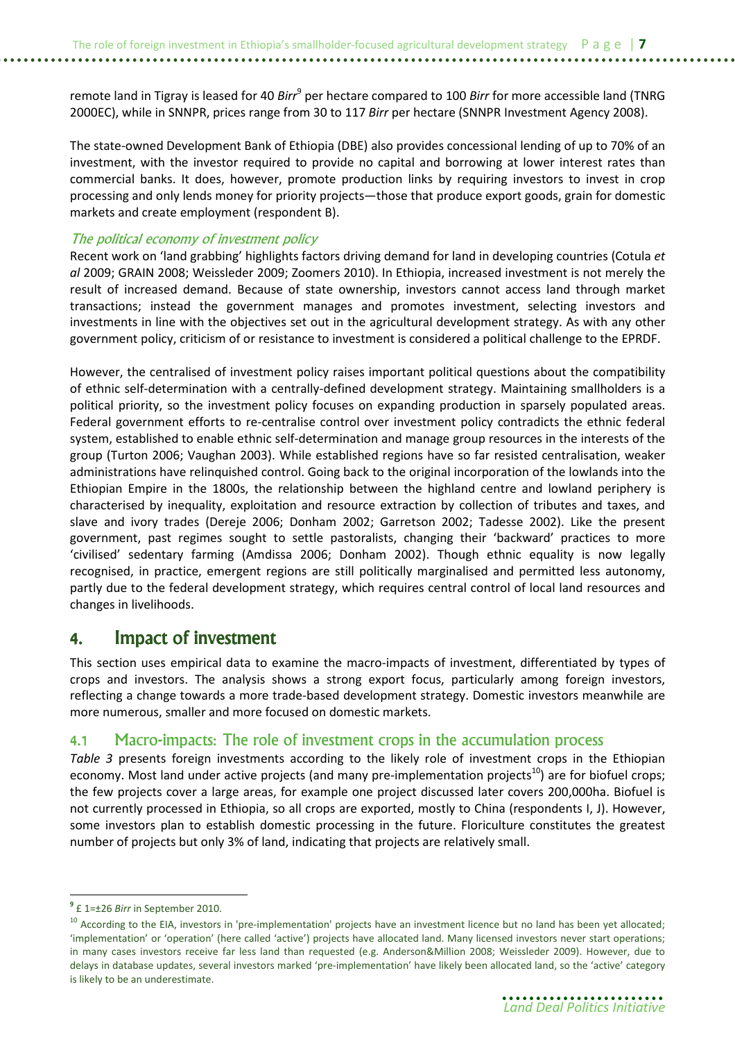remote land in Tigray is leased for 40 *Birr*[9] per hectare compared to 100 *Birr* for more accessible land (TNRG 2000EC), while in SNNPR, prices range from 30 to 117 *Birr* per hectare (SNNPR Investment Agency 2008).

The state-owned Development Bank of Ethiopia (DBE) also provides concessional lending of up to 70% of an investment, with the investor required to provide no capital and borrowing at lower interest rates than commercial banks. It does, however, promote production links by requiring investors to invest in crop processing and only lends money for priority projects—those that produce export goods, grain for domestic markets and create employment (respondent B).

### *The political economy of investment policy*

Recent work on 'land grabbing' highlights factors driving demand for land in developing countries (Cotula *et al* 2009; GRAIN 2008; Weissleder 2009; Zoomers 2010). In Ethiopia, increased investment is not merely the result of increased demand. Because of state ownership, investors cannot access land through market transactions; instead the government manages and promotes investment, selecting investors and investments in line with the objectives set out in the agricultural development strategy. As with any other government policy, criticism of or resistance to investment is considered a political challenge to the EPRDF.

However, the centralised of investment policy raises important political questions about the compatibility of ethnic self-determination with a centrally-defined development strategy. Maintaining smallholders is a political priority, so the investment policy focuses on expanding production in sparsely populated areas. Federal government efforts to re-centralise control over investment policy contradicts the ethnic federal system, established to enable ethnic self-determination and manage group resources in the interests of the group (Turton 2006; Vaughan 2003). While established regions have so far resisted centralisation, weaker administrations have relinquished control. Going back to the original incorporation of the lowlands into the Ethiopian Empire in the 1800s, the relationship between the highland centre and lowland periphery is characterised by inequality, exploitation and resource extraction by collection of tributes and taxes, and slave and ivory trades (Dereje 2006; Donham 2002; Garretson 2002; Tadesse 2002). Like the present government, past regimes sought to settle pastoralists, changing their 'backward' practices to more 'civilised' sedentary farming (Amdissa 2006; Donham 2002). Though ethnic equality is now legally recognised, in practice, emergent regions are still politically marginalised and permitted less autonomy, partly due to the federal development strategy, which requires central control of local land resources and changes in livelihoods.

## 4. Impact of investment

This section uses empirical data to examine the macro-impacts of investment, differentiated by types of crops and investors. The analysis shows a strong export focus, particularly among foreign investors, reflecting a change towards a more trade-based development strategy. Domestic investors meanwhile are more numerous, smaller and more focused on domestic markets.

### 4.1 Macro-impacts: The role of investment crops in the accumulation process

*Table 3* presents foreign investments according to the likely role of investment crops in the Ethiopian economy. Most land under active projects (and many pre-implementation projects[10]) are for biofuel crops; the few projects cover a large areas, for example one project discussed later covers 200,000ha. Biofuel is not currently processed in Ethiopia, so all crops are exported, mostly to China (respondents I, J). However, some investors plan to establish domestic processing in the future. Floriculture constitutes the greatest number of projects but only 3% of land, indicating that projects are relatively small.

---

[9] £ 1=±26 *Birr* in September 2010.

[10] According to the EIA, investors in 'pre-implementation' projects have an investment licence but no land has been yet allocated; 'implementation' or 'operation' (here called 'active') projects have allocated land. Many licensed investors never start operations; in many cases investors receive far less land than requested (e.g. Anderson&Million 2008; Weissleder 2009). However, due to delays in database updates, several investors marked 'pre-implementation' have likely been allocated land, so the 'active' category is likely to be an underestimate.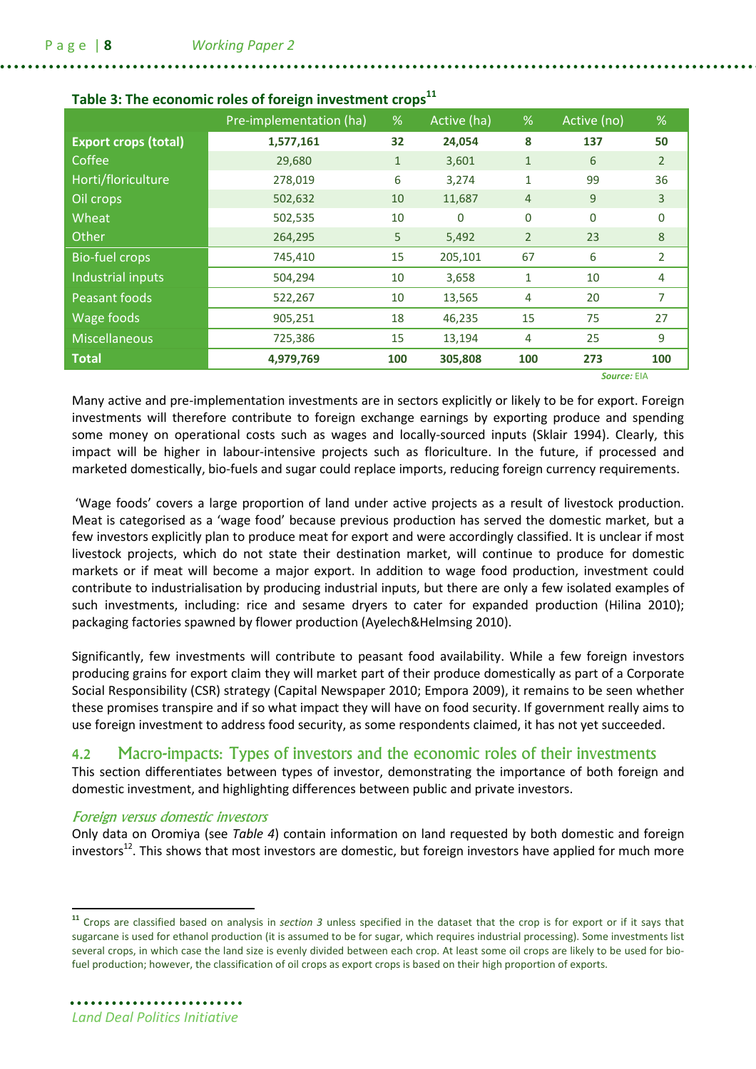**Table 3: The economic roles of foreign investment crops**[11]

| | Pre-implementation (ha) | % | Active (ha) | % | Active (no) | % |
|---|---|---|---|---|---|---|
| **Export crops (total)** | **1,577,161** | **32** | **24,054** | **8** | **137** | **50** |
| Coffee | 29,680 | 1 | 3,601 | 1 | 6 | 2 |
| Horti/floriculture | 278,019 | 6 | 3,274 | 1 | 99 | 36 |
| Oil crops | 502,632 | 10 | 11,687 | 4 | 9 | 3 |
| Wheat | 502,535 | 10 | 0 | 0 | 0 | 0 |
| Other | 264,295 | 5 | 5,492 | 2 | 23 | 8 |
| Bio-fuel crops | 745,410 | 15 | 205,101 | 67 | 6 | 2 |
| Industrial inputs | 504,294 | 10 | 3,658 | 1 | 10 | 4 |
| Peasant foods | 522,267 | 10 | 13,565 | 4 | 20 | 7 |
| Wage foods | 905,251 | 18 | 46,235 | 15 | 75 | 27 |
| Miscellaneous | 725,386 | 15 | 13,194 | 4 | 25 | 9 |
| **Total** | **4,979,769** | **100** | **305,808** | **100** | **273** | **100** |

*Source:* EIA

Many active and pre-implementation investments are in sectors explicitly or likely to be for export. Foreign investments will therefore contribute to foreign exchange earnings by exporting produce and spending some money on operational costs such as wages and locally-sourced inputs (Sklair 1994). Clearly, this impact will be higher in labour-intensive projects such as floriculture. In the future, if processed and marketed domestically, bio-fuels and sugar could replace imports, reducing foreign currency requirements.

'Wage foods' covers a large proportion of land under active projects as a result of livestock production. Meat is categorised as a 'wage food' because previous production has served the domestic market, but a few investors explicitly plan to produce meat for export and were accordingly classified. It is unclear if most livestock projects, which do not state their destination market, will continue to produce for domestic markets or if meat will become a major export. In addition to wage food production, investment could contribute to industrialisation by producing industrial inputs, but there are only a few isolated examples of such investments, including: rice and sesame dryers to cater for expanded production (Hilina 2010); packaging factories spawned by flower production (Ayelech&Helmsing 2010).

Significantly, few investments will contribute to peasant food availability. While a few foreign investors producing grains for export claim they will market part of their produce domestically as part of a Corporate Social Responsibility (CSR) strategy (Capital Newspaper 2010; Empora 2009), it remains to be seen whether these promises transpire and if so what impact they will have on food security. If government really aims to use foreign investment to address food security, as some respondents claimed, it has not yet succeeded.

## 4.2 Macro-impacts: Types of investors and the economic roles of their investments

This section differentiates between types of investor, demonstrating the importance of both foreign and domestic investment, and highlighting differences between public and private investors.

### *Foreign versus domestic investors*

Only data on Oromiya (see *Table 4*) contain information on land requested by both domestic and foreign investors[12]. This shows that most investors are domestic, but foreign investors have applied for much more

---

[11] Crops are classified based on analysis in *section 3* unless specified in the dataset that the crop is for export or if it says that sugarcane is used for ethanol production (it is assumed to be for sugar, which requires industrial processing). Some investments list several crops, in which case the land size is evenly divided between each crop. At least some oil crops are likely to be used for bio-fuel production; however, the classification of oil crops as export crops is based on their high proportion of exports.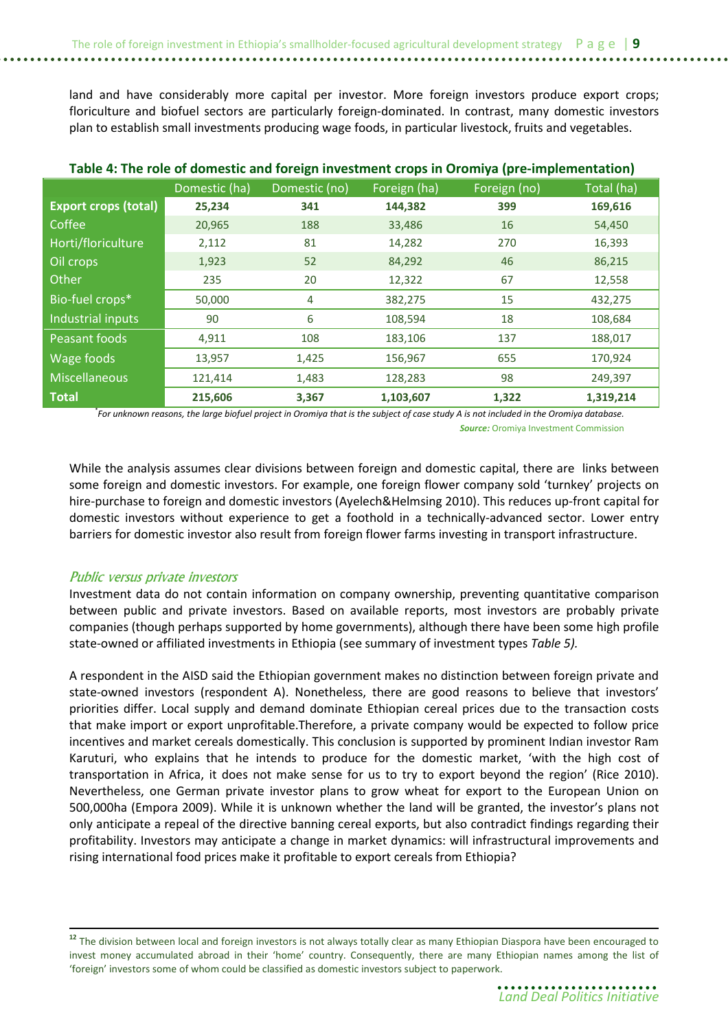land and have considerably more capital per investor. More foreign investors produce export crops; floriculture and biofuel sectors are particularly foreign-dominated. In contrast, many domestic investors plan to establish small investments producing wage foods, in particular livestock, fruits and vegetables.

**Table 4: The role of domestic and foreign investment crops in Oromiya (pre-implementation)**

| | Domestic (ha) | Domestic (no) | Foreign (ha) | Foreign (no) | Total (ha) |
|---|---|---|---|---|---|
| **Export crops (total)** | **25,234** | **341** | **144,382** | **399** | **169,616** |
| Coffee | 20,965 | 188 | 33,486 | 16 | 54,450 |
| Horti/floriculture | 2,112 | 81 | 14,282 | 270 | 16,393 |
| Oil crops | 1,923 | 52 | 84,292 | 46 | 86,215 |
| Other | 235 | 20 | 12,322 | 67 | 12,558 |
| Bio-fuel crops* | 50,000 | 4 | 382,275 | 15 | 432,275 |
| Industrial inputs | 90 | 6 | 108,594 | 18 | 108,684 |
| Peasant foods | 4,911 | 108 | 183,106 | 137 | 188,017 |
| Wage foods | 13,957 | 1,425 | 156,967 | 655 | 170,924 |
| Miscellaneous | 121,414 | 1,483 | 128,283 | 98 | 249,397 |
| **Total** | **215,606** | **3,367** | **1,103,607** | **1,322** | **1,319,214** |

*For unknown reasons, the large biofuel project in Oromiya that is the subject of case study A is not included in the Oromiya database.

***Source:*** Oromiya Investment Commission

While the analysis assumes clear divisions between foreign and domestic capital, there are links between some foreign and domestic investors. For example, one foreign flower company sold 'turnkey' projects on hire-purchase to foreign and domestic investors (Ayelech&Helmsing 2010). This reduces up-front capital for domestic investors without experience to get a foothold in a technically-advanced sector. Lower entry barriers for domestic investor also result from foreign flower farms investing in transport infrastructure.

### *Public versus private investors*

Investment data do not contain information on company ownership, preventing quantitative comparison between public and private investors. Based on available reports, most investors are probably private companies (though perhaps supported by home governments), although there have been some high profile state-owned or affiliated investments in Ethiopia (see summary of investment types *Table 5).*

A respondent in the AISD said the Ethiopian government makes no distinction between foreign private and state-owned investors (respondent A). Nonetheless, there are good reasons to believe that investors' priorities differ. Local supply and demand dominate Ethiopian cereal prices due to the transaction costs that make import or export unprofitable.Therefore, a private company would be expected to follow price incentives and market cereals domestically. This conclusion is supported by prominent Indian investor Ram Karuturi, who explains that he intends to produce for the domestic market, 'with the high cost of transportation in Africa, it does not make sense for us to try to export beyond the region' (Rice 2010). Nevertheless, one German private investor plans to grow wheat for export to the European Union on 500,000ha (Empora 2009). While it is unknown whether the land will be granted, the investor's plans not only anticipate a repeal of the directive banning cereal exports, but also contradict findings regarding their profitability. Investors may anticipate a change in market dynamics: will infrastructural improvements and rising international food prices make it profitable to export cereals from Ethiopia?

---

[12] The division between local and foreign investors is not always totally clear as many Ethiopian Diaspora have been encouraged to invest money accumulated abroad in their 'home' country. Consequently, there are many Ethiopian names among the list of 'foreign' investors some of whom could be classified as domestic investors subject to paperwork.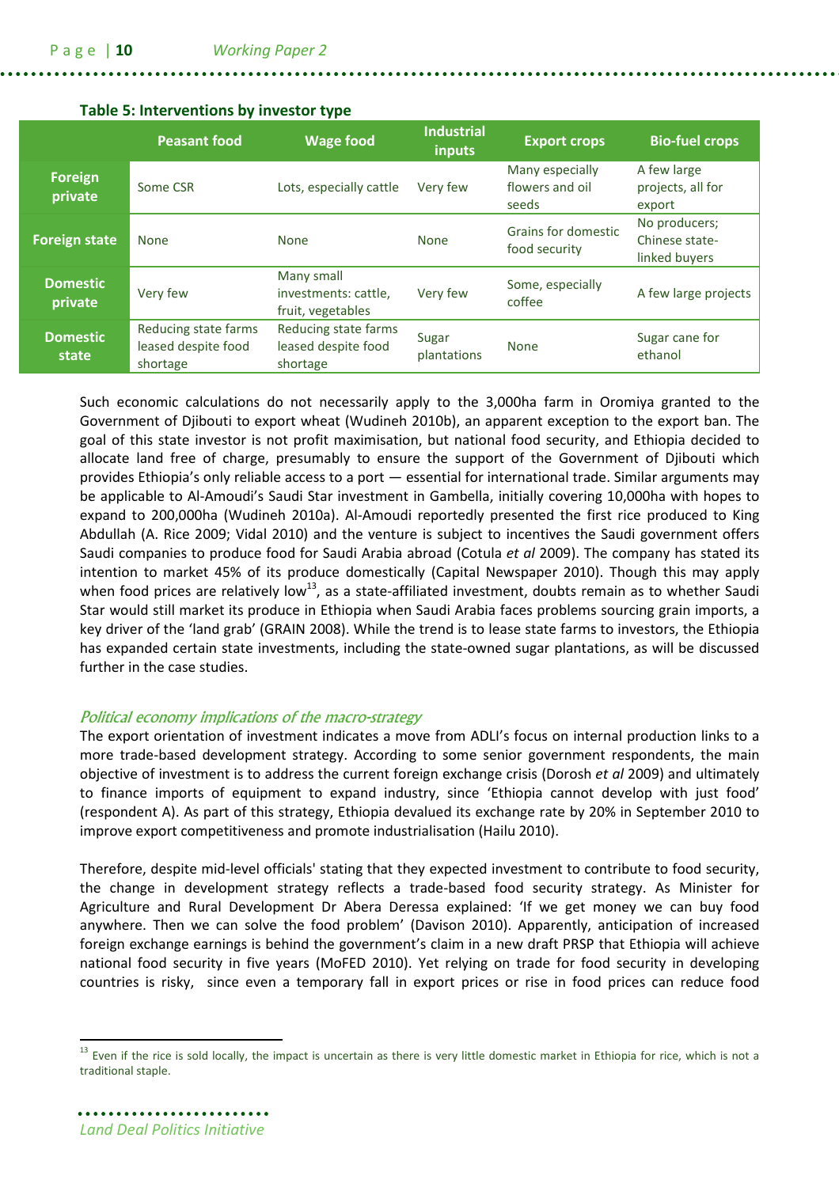**Table 5: Interventions by investor type**

| | Peasant food | Wage food | Industrial inputs | Export crops | Bio-fuel crops |
|---|---|---|---|---|---|
| **Foreign private** | Some CSR | Lots, especially cattle | Very few | Many especially flowers and oil seeds | A few large projects, all for export |
| **Foreign state** | None | None | None | Grains for domestic food security | No producers; Chinese state-linked buyers |
| **Domestic private** | Very few | Many small investments: cattle, fruit, vegetables | Very few | Some, especially coffee | A few large projects |
| **Domestic state** | Reducing state farms leased despite food shortage | Reducing state farms leased despite food shortage | Sugar plantations | None | Sugar cane for ethanol |

Such economic calculations do not necessarily apply to the 3,000ha farm in Oromiya granted to the Government of Djibouti to export wheat (Wudineh 2010b), an apparent exception to the export ban. The goal of this state investor is not profit maximisation, but national food security, and Ethiopia decided to allocate land free of charge, presumably to ensure the support of the Government of Djibouti which provides Ethiopia's only reliable access to a port — essential for international trade. Similar arguments may be applicable to Al-Amoudi's Saudi Star investment in Gambella, initially covering 10,000ha with hopes to expand to 200,000ha (Wudineh 2010a). Al-Amoudi reportedly presented the first rice produced to King Abdullah (A. Rice 2009; Vidal 2010) and the venture is subject to incentives the Saudi government offers Saudi companies to produce food for Saudi Arabia abroad (Cotula *et al* 2009). The company has stated its intention to market 45% of its produce domestically (Capital Newspaper 2010). Though this may apply when food prices are relatively low[13], as a state-affiliated investment, doubts remain as to whether Saudi Star would still market its produce in Ethiopia when Saudi Arabia faces problems sourcing grain imports, a key driver of the 'land grab' (GRAIN 2008). While the trend is to lease state farms to investors, the Ethiopia has expanded certain state investments, including the state-owned sugar plantations, as will be discussed further in the case studies.

### *Political economy implications of the macro-strategy*

The export orientation of investment indicates a move from ADLI's focus on internal production links to a more trade-based development strategy. According to some senior government respondents, the main objective of investment is to address the current foreign exchange crisis (Dorosh *et al* 2009) and ultimately to finance imports of equipment to expand industry, since 'Ethiopia cannot develop with just food' (respondent A). As part of this strategy, Ethiopia devalued its exchange rate by 20% in September 2010 to improve export competitiveness and promote industrialisation (Hailu 2010).

Therefore, despite mid-level officials' stating that they expected investment to contribute to food security, the change in development strategy reflects a trade-based food security strategy. As Minister for Agriculture and Rural Development Dr Abera Deressa explained: 'If we get money we can buy food anywhere. Then we can solve the food problem' (Davison 2010). Apparently, anticipation of increased foreign exchange earnings is behind the government's claim in a new draft PRSP that Ethiopia will achieve national food security in five years (MoFED 2010). Yet relying on trade for food security in developing countries is risky, since even a temporary fall in export prices or rise in food prices can reduce food

[13] Even if the rice is sold locally, the impact is uncertain as there is very little domestic market in Ethiopia for rice, which is not a traditional staple.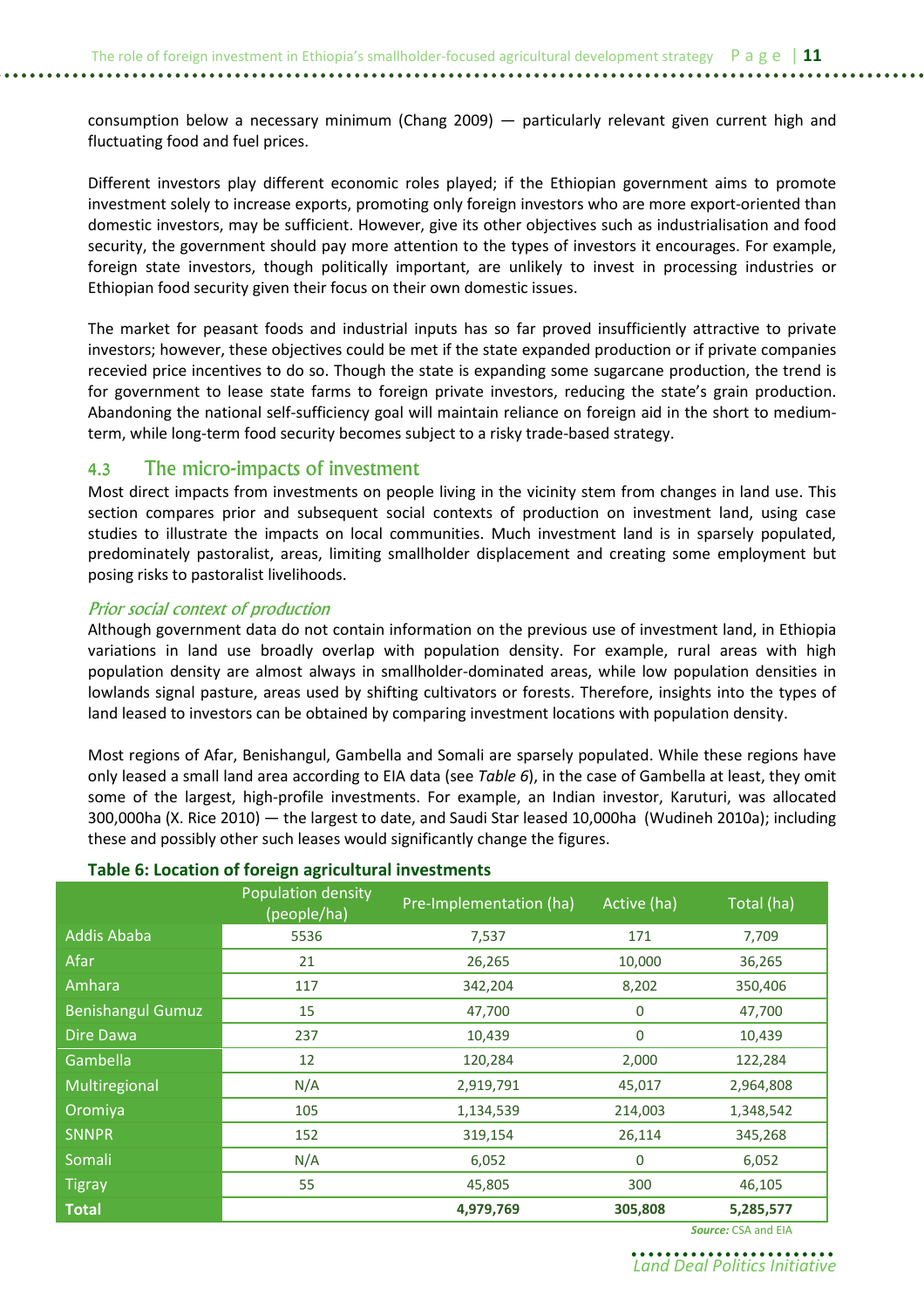consumption below a necessary minimum (Chang 2009) — particularly relevant given current high and fluctuating food and fuel prices.

Different investors play different economic roles played; if the Ethiopian government aims to promote investment solely to increase exports, promoting only foreign investors who are more export-oriented than domestic investors, may be sufficient. However, give its other objectives such as industrialisation and food security, the government should pay more attention to the types of investors it encourages. For example, foreign state investors, though politically important, are unlikely to invest in processing industries or Ethiopian food security given their focus on their own domestic issues.

The market for peasant foods and industrial inputs has so far proved insufficiently attractive to private investors; however, these objectives could be met if the state expanded production or if private companies recevied price incentives to do so. Though the state is expanding some sugarcane production, the trend is for government to lease state farms to foreign private investors, reducing the state's grain production. Abandoning the national self-sufficiency goal will maintain reliance on foreign aid in the short to medium-term, while long-term food security becomes subject to a risky trade-based strategy.

## 4.3 The micro-impacts of investment

Most direct impacts from investments on people living in the vicinity stem from changes in land use. This section compares prior and subsequent social contexts of production on investment land, using case studies to illustrate the impacts on local communities. Much investment land is in sparsely populated, predominately pastoralist, areas, limiting smallholder displacement and creating some employment but posing risks to pastoralist livelihoods.

### *Prior social context of production*

Although government data do not contain information on the previous use of investment land, in Ethiopia variations in land use broadly overlap with population density. For example, rural areas with high population density are almost always in smallholder-dominated areas, while low population densities in lowlands signal pasture, areas used by shifting cultivators or forests. Therefore, insights into the types of land leased to investors can be obtained by comparing investment locations with population density.

Most regions of Afar, Benishangul, Gambella and Somali are sparsely populated. While these regions have only leased a small land area according to EIA data (see *Table 6*), in the case of Gambella at least, they omit some of the largest, high-profile investments. For example, an Indian investor, Karuturi, was allocated 300,000ha (X. Rice 2010) — the largest to date, and Saudi Star leased 10,000ha (Wudineh 2010a); including these and possibly other such leases would significantly change the figures.

**Table 6: Location of foreign agricultural investments**

| | Population density (people/ha) | Pre-Implementation (ha) | Active (ha) | Total (ha) |
|---|---|---|---|---|
| Addis Ababa | 5536 | 7,537 | 171 | 7,709 |
| Afar | 21 | 26,265 | 10,000 | 36,265 |
| Amhara | 117 | 342,204 | 8,202 | 350,406 |
| Benishangul Gumuz | 15 | 47,700 | 0 | 47,700 |
| Dire Dawa | 237 | 10,439 | 0 | 10,439 |
| Gambella | 12 | 120,284 | 2,000 | 122,284 |
| Multiregional | N/A | 2,919,791 | 45,017 | 2,964,808 |
| Oromiya | 105 | 1,134,539 | 214,003 | 1,348,542 |
| SNNPR | 152 | 319,154 | 26,114 | 345,268 |
| Somali | N/A | 6,052 | 0 | 6,052 |
| Tigray | 55 | 45,805 | 300 | 46,105 |
| **Total** | | **4,979,769** | **305,808** | **5,285,577** |

*Source:* CSA and EIA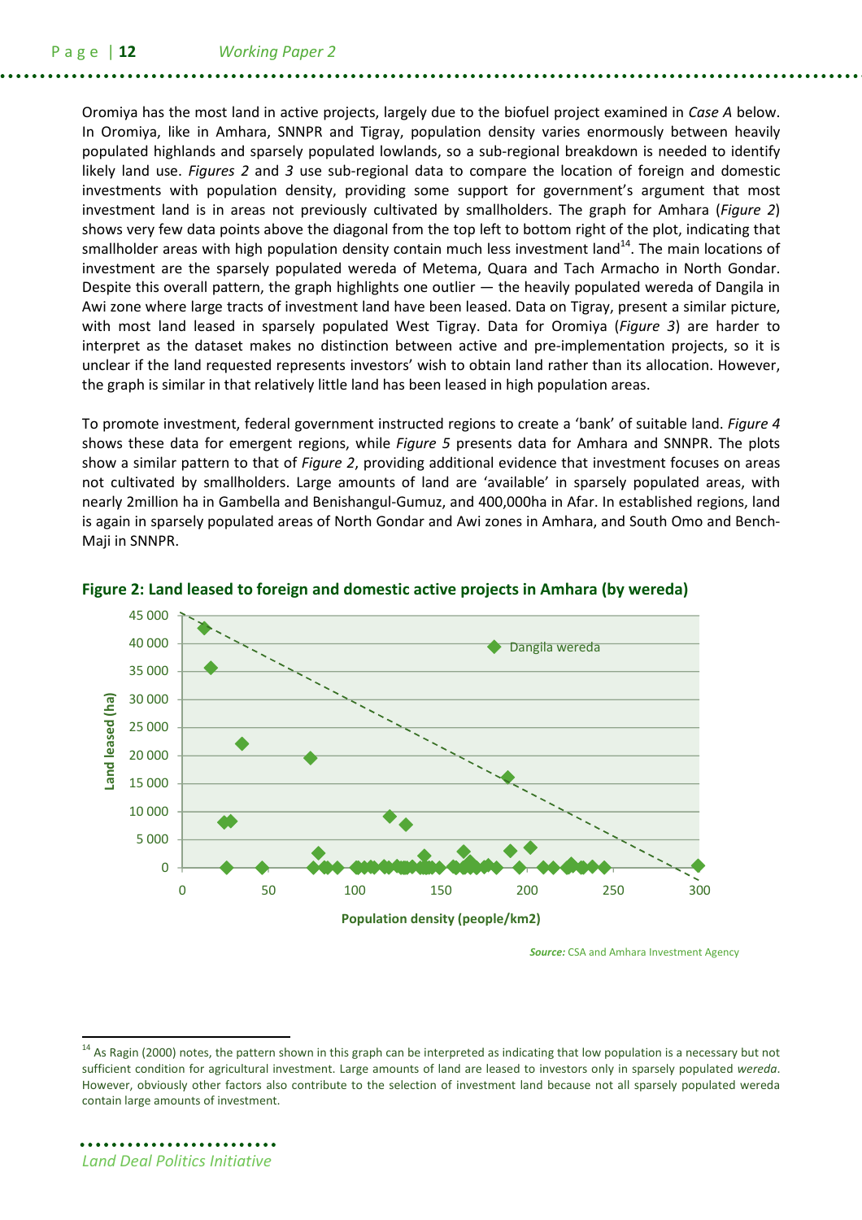Oromiya has the most land in active projects, largely due to the biofuel project examined in *Case A* below. In Oromiya, like in Amhara, SNNPR and Tigray, population density varies enormously between heavily populated highlands and sparsely populated lowlands, so a sub-regional breakdown is needed to identify likely land use. *Figures 2* and *3* use sub-regional data to compare the location of foreign and domestic investments with population density, providing some support for government's argument that most investment land is in areas not previously cultivated by smallholders. The graph for Amhara (*Figure 2*) shows very few data points above the diagonal from the top left to bottom right of the plot, indicating that smallholder areas with high population density contain much less investment land[14]. The main locations of investment are the sparsely populated wereda of Metema, Quara and Tach Armacho in North Gondar. Despite this overall pattern, the graph highlights one outlier — the heavily populated wereda of Dangila in Awi zone where large tracts of investment land have been leased. Data on Tigray, present a similar picture, with most land leased in sparsely populated West Tigray. Data for Oromiya (*Figure 3*) are harder to interpret as the dataset makes no distinction between active and pre-implementation projects, so it is unclear if the land requested represents investors' wish to obtain land rather than its allocation. However, the graph is similar in that relatively little land has been leased in high population areas.

To promote investment, federal government instructed regions to create a 'bank' of suitable land. *Figure 4* shows these data for emergent regions, while *Figure 5* presents data for Amhara and SNNPR. The plots show a similar pattern to that of *Figure 2*, providing additional evidence that investment focuses on areas not cultivated by smallholders. Large amounts of land are 'available' in sparsely populated areas, with nearly 2million ha in Gambella and Benishangul-Gumuz, and 400,000ha in Afar. In established regions, land is again in sparsely populated areas of North Gondar and Awi zones in Amhara, and South Omo and Bench-Maji in SNNPR.

**Figure 2: Land leased to foreign and domestic active projects in Amhara (by wereda)**

*Source:* CSA and Amhara Investment Agency

[14] As Ragin (2000) notes, the pattern shown in this graph can be interpreted as indicating that low population is a necessary but not sufficient condition for agricultural investment. Large amounts of land are leased to investors only in sparsely populated *wereda*. However, obviously other factors also contribute to the selection of investment land because not all sparsely populated wereda contain large amounts of investment.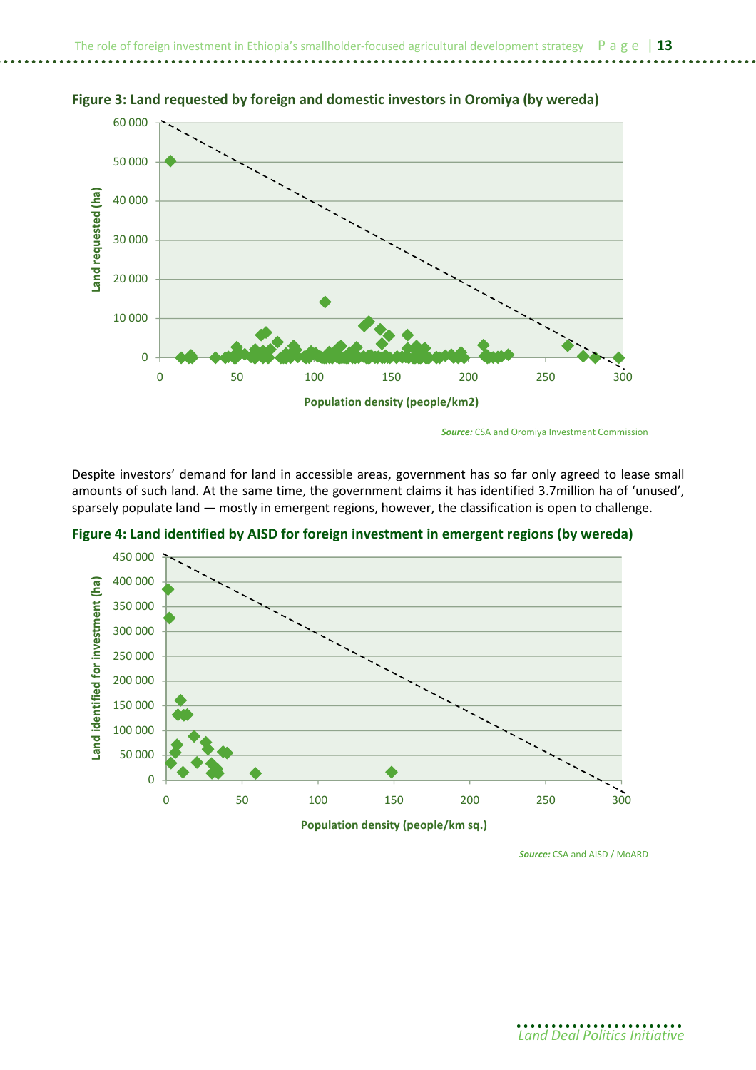**Figure 3: Land requested by foreign and domestic investors in Oromiya (by wereda)**

*Source:* CSA and Oromiya Investment Commission

Despite investors' demand for land in accessible areas, government has so far only agreed to lease small amounts of such land. At the same time, the government claims it has identified 3.7million ha of 'unused', sparsely populate land — mostly in emergent regions, however, the classification is open to challenge.

**Figure 4: Land identified by AISD for foreign investment in emergent regions (by wereda)**

*Source:* CSA and AISD / MoARD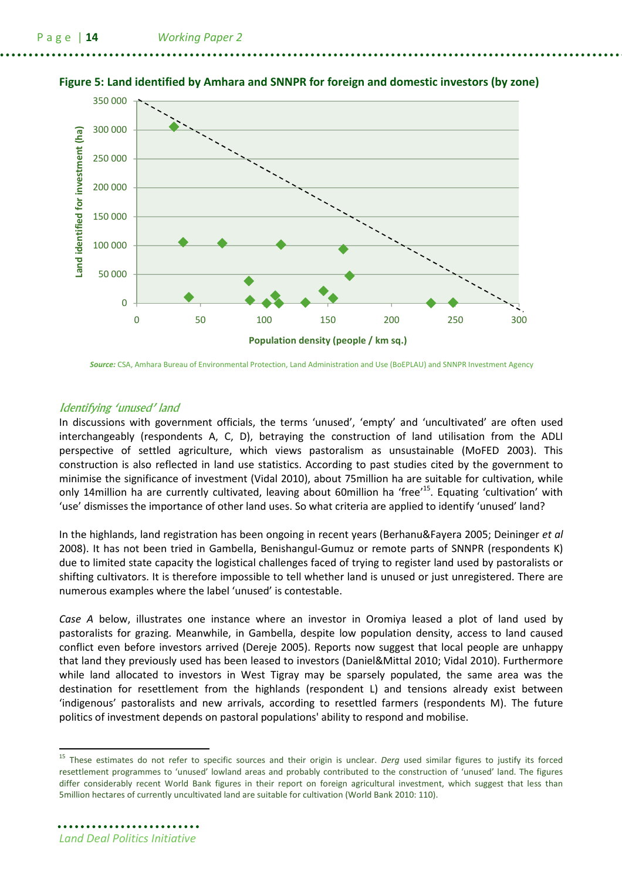**Figure 5: Land identified by Amhara and SNNPR for foreign and domestic investors (by zone)**

*Source:* CSA, Amhara Bureau of Environmental Protection, Land Administration and Use (BoEPLAU) and SNNPR Investment Agency

### *Identifying 'unused' land*

In discussions with government officials, the terms 'unused', 'empty' and 'uncultivated' are often used interchangeably (respondents A, C, D), betraying the construction of land utilisation from the ADLI perspective of settled agriculture, which views pastoralism as unsustainable (MoFED 2003). This construction is also reflected in land use statistics. According to past studies cited by the government to minimise the significance of investment (Vidal 2010), about 75million ha are suitable for cultivation, while only 14million ha are currently cultivated, leaving about 60million ha 'free'[15]. Equating 'cultivation' with 'use' dismisses the importance of other land uses. So what criteria are applied to identify 'unused' land?

In the highlands, land registration has been ongoing in recent years (Berhanu&Fayera 2005; Deininger *et al* 2008). It has not been tried in Gambella, Benishangul-Gumuz or remote parts of SNNPR (respondents K) due to limited state capacity the logistical challenges faced of trying to register land used by pastoralists or shifting cultivators. It is therefore impossible to tell whether land is unused or just unregistered. There are numerous examples where the label 'unused' is contestable.

*Case A* below, illustrates one instance where an investor in Oromiya leased a plot of land used by pastoralists for grazing. Meanwhile, in Gambella, despite low population density, access to land caused conflict even before investors arrived (Dereje 2005). Reports now suggest that local people are unhappy that land they previously used has been leased to investors (Daniel&Mittal 2010; Vidal 2010). Furthermore while land allocated to investors in West Tigray may be sparsely populated, the same area was the destination for resettlement from the highlands (respondent L) and tensions already exist between 'indigenous' pastoralists and new arrivals, according to resettled farmers (respondents M). The future politics of investment depends on pastoral populations' ability to respond and mobilise.

---

[15] These estimates do not refer to specific sources and their origin is unclear. *Derg* used similar figures to justify its forced resettlement programmes to 'unused' lowland areas and probably contributed to the construction of 'unused' land. The figures differ considerably recent World Bank figures in their report on foreign agricultural investment, which suggest that less than 5million hectares of currently uncultivated land are suitable for cultivation (World Bank 2010: 110).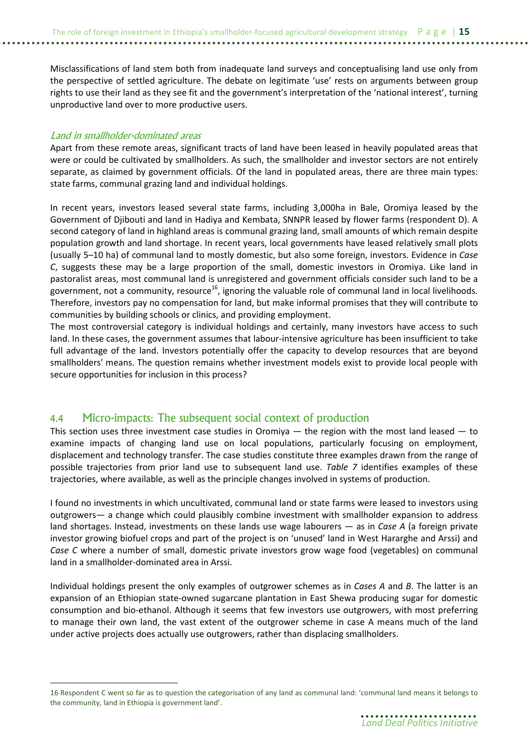Misclassifications of land stem both from inadequate land surveys and conceptualising land use only from the perspective of settled agriculture. The debate on legitimate 'use' rests on arguments between group rights to use their land as they see fit and the government's interpretation of the 'national interest', turning unproductive land over to more productive users.

### *Land in smallholder-dominated areas*

Apart from these remote areas, significant tracts of land have been leased in heavily populated areas that were or could be cultivated by smallholders. As such, the smallholder and investor sectors are not entirely separate, as claimed by government officials. Of the land in populated areas, there are three main types: state farms, communal grazing land and individual holdings.

In recent years, investors leased several state farms, including 3,000ha in Bale, Oromiya leased by the Government of Djibouti and land in Hadiya and Kembata, SNNPR leased by flower farms (respondent D). A second category of land in highland areas is communal grazing land, small amounts of which remain despite population growth and land shortage. In recent years, local governments have leased relatively small plots (usually 5–10 ha) of communal land to mostly domestic, but also some foreign, investors. Evidence in *Case C*, suggests these may be a large proportion of the small, domestic investors in Oromiya. Like land in pastoralist areas, most communal land is unregistered and government officials consider such land to be a government, not a community, resource[16], ignoring the valuable role of communal land in local livelihoods. Therefore, investors pay no compensation for land, but make informal promises that they will contribute to communities by building schools or clinics, and providing employment.

The most controversial category is individual holdings and certainly, many investors have access to such land. In these cases, the government assumes that labour-intensive agriculture has been insufficient to take full advantage of the land. Investors potentially offer the capacity to develop resources that are beyond smallholders' means. The question remains whether investment models exist to provide local people with secure opportunities for inclusion in this process?

## 4.4 Micro-impacts: The subsequent social context of production

This section uses three investment case studies in Oromiya — the region with the most land leased — to examine impacts of changing land use on local populations, particularly focusing on employment, displacement and technology transfer. The case studies constitute three examples drawn from the range of possible trajectories from prior land use to subsequent land use. *Table 7* identifies examples of these trajectories, where available, as well as the principle changes involved in systems of production.

I found no investments in which uncultivated, communal land or state farms were leased to investors using outgrowers— a change which could plausibly combine investment with smallholder expansion to address land shortages. Instead, investments on these lands use wage labourers — as in *Case A* (a foreign private investor growing biofuel crops and part of the project is on 'unused' land in West Hararghe and Arssi) and *Case C* where a number of small, domestic private investors grow wage food (vegetables) on communal land in a smallholder-dominated area in Arssi.

Individual holdings present the only examples of outgrower schemes as in *Cases A* and *B*. The latter is an expansion of an Ethiopian state-owned sugarcane plantation in East Shewa producing sugar for domestic consumption and bio-ethanol. Although it seems that few investors use outgrowers, with most preferring to manage their own land, the vast extent of the outgrower scheme in case A means much of the land under active projects does actually use outgrowers, rather than displacing smallholders.

---

16 Respondent C went so far as to question the categorisation of any land as communal land: 'communal land means it belongs to the community, land in Ethiopia is government land'.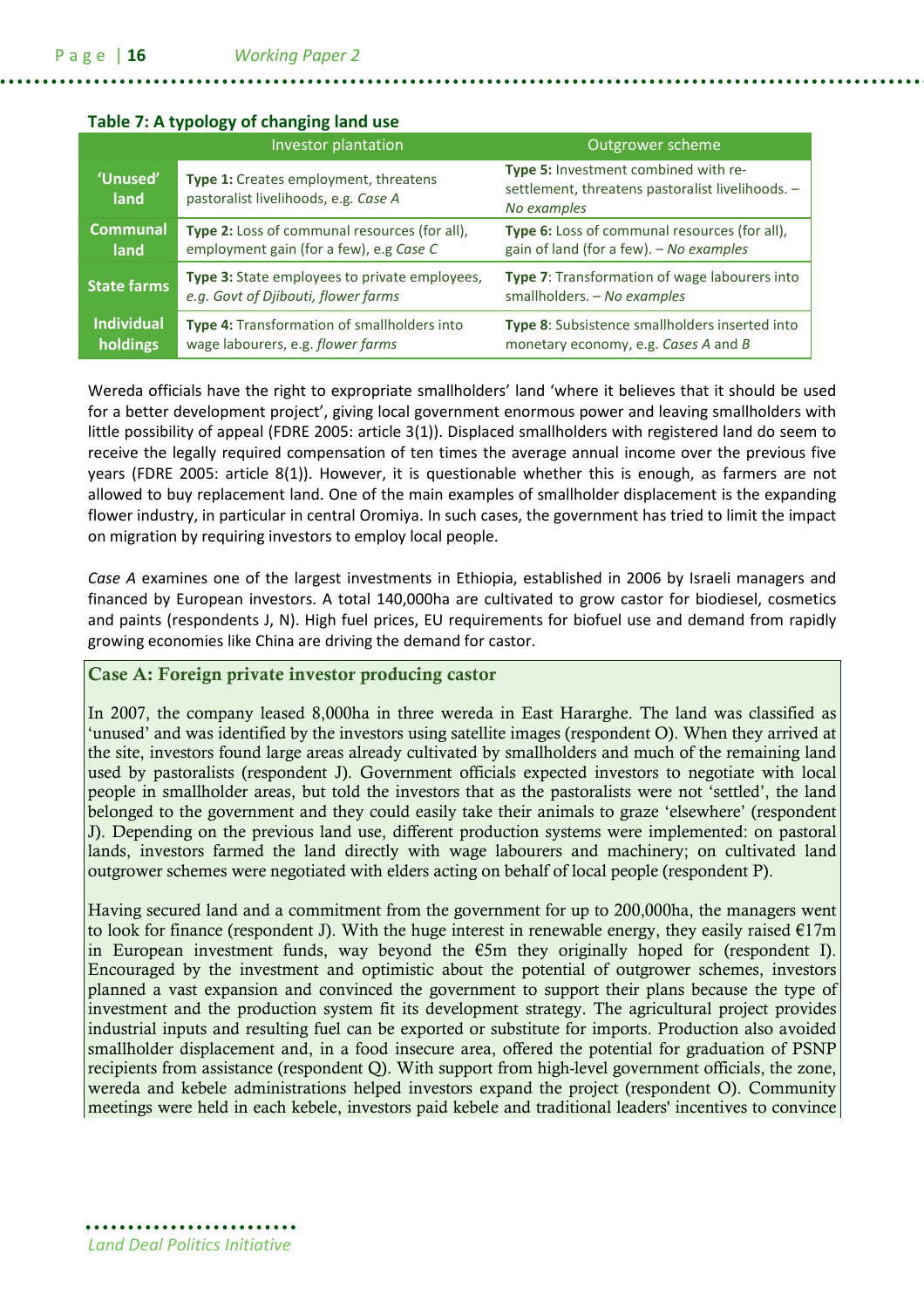**Table 7: A typology of changing land use**

| | Investor plantation | Outgrower scheme |
|---|---|---|
| **'Unused' land** | **Type 1:** Creates employment, threatens pastoralist livelihoods, e.g. *Case A* | **Type 5:** Investment combined with re-settlement, threatens pastoralist livelihoods. – *No examples* |
| **Communal land** | **Type 2:** Loss of communal resources (for all), employment gain (for a few), e.g *Case C* | **Type 6:** Loss of communal resources (for all), gain of land (for a few). – *No examples* |
| **State farms** | **Type 3:** State employees to private employees, *e.g. Govt of Djibouti, flower farms* | **Type 7**: Transformation of wage labourers into smallholders. – *No examples* |
| **Individual holdings** | **Type 4:** Transformation of smallholders into wage labourers, e.g. *flower farms* | **Type 8**: Subsistence smallholders inserted into monetary economy, e.g. *Cases A* and *B* |

Wereda officials have the right to expropriate smallholders' land 'where it believes that it should be used for a better development project', giving local government enormous power and leaving smallholders with little possibility of appeal (FDRE 2005: article 3(1)). Displaced smallholders with registered land do seem to receive the legally required compensation of ten times the average annual income over the previous five years (FDRE 2005: article 8(1)). However, it is questionable whether this is enough, as farmers are not allowed to buy replacement land. One of the main examples of smallholder displacement is the expanding flower industry, in particular in central Oromiya. In such cases, the government has tried to limit the impact on migration by requiring investors to employ local people.

*Case A* examines one of the largest investments in Ethiopia, established in 2006 by Israeli managers and financed by European investors. A total 140,000ha are cultivated to grow castor for biodiesel, cosmetics and paints (respondents J, N). High fuel prices, EU requirements for biofuel use and demand from rapidly growing economies like China are driving the demand for castor.

### Case A: Foreign private investor producing castor

In 2007, the company leased 8,000ha in three wereda in East Hararghe. The land was classified as 'unused' and was identified by the investors using satellite images (respondent O). When they arrived at the site, investors found large areas already cultivated by smallholders and much of the remaining land used by pastoralists (respondent J). Government officials expected investors to negotiate with local people in smallholder areas, but told the investors that as the pastoralists were not 'settled', the land belonged to the government and they could easily take their animals to graze 'elsewhere' (respondent J). Depending on the previous land use, different production systems were implemented: on pastoral lands, investors farmed the land directly with wage labourers and machinery; on cultivated land outgrower schemes were negotiated with elders acting on behalf of local people (respondent P).

Having secured land and a commitment from the government for up to 200,000ha, the managers went to look for finance (respondent J). With the huge interest in renewable energy, they easily raised €17m in European investment funds, way beyond the €5m they originally hoped for (respondent I). Encouraged by the investment and optimistic about the potential of outgrower schemes, investors planned a vast expansion and convinced the government to support their plans because the type of investment and the production system fit its development strategy. The agricultural project provides industrial inputs and resulting fuel can be exported or substitute for imports. Production also avoided smallholder displacement and, in a food insecure area, offered the potential for graduation of PSNP recipients from assistance (respondent Q). With support from high-level government officials, the zone, wereda and kebele administrations helped investors expand the project (respondent O). Community meetings were held in each kebele, investors paid kebele and traditional leaders' incentives to convince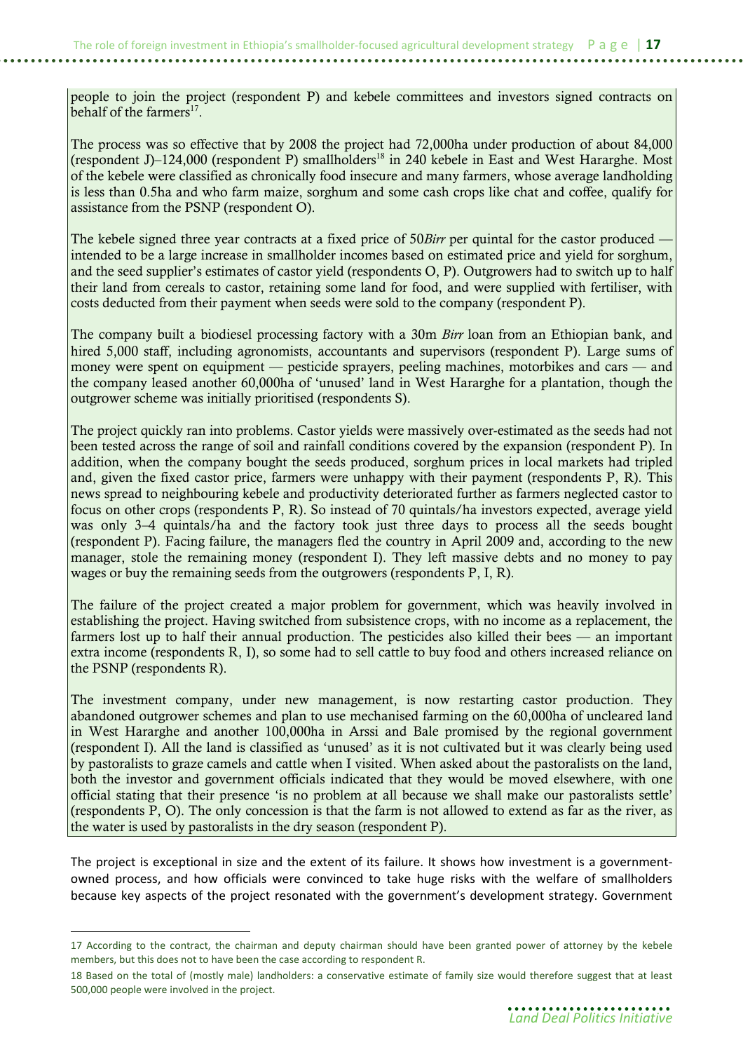people to join the project (respondent P) and kebele committees and investors signed contracts on behalf of the farmers[17].

The process was so effective that by 2008 the project had 72,000ha under production of about 84,000 (respondent J)–124,000 (respondent P) smallholders[18] in 240 kebele in East and West Hararghe. Most of the kebele were classified as chronically food insecure and many farmers, whose average landholding is less than 0.5ha and who farm maize, sorghum and some cash crops like chat and coffee, qualify for assistance from the PSNP (respondent O).

The kebele signed three year contracts at a fixed price of 50*Birr* per quintal for the castor produced — intended to be a large increase in smallholder incomes based on estimated price and yield for sorghum, and the seed supplier's estimates of castor yield (respondents O, P). Outgrowers had to switch up to half their land from cereals to castor, retaining some land for food, and were supplied with fertiliser, with costs deducted from their payment when seeds were sold to the company (respondent P).

The company built a biodiesel processing factory with a 30m *Birr* loan from an Ethiopian bank, and hired 5,000 staff, including agronomists, accountants and supervisors (respondent P). Large sums of money were spent on equipment — pesticide sprayers, peeling machines, motorbikes and cars — and the company leased another 60,000ha of 'unused' land in West Hararghe for a plantation, though the outgrower scheme was initially prioritised (respondents S).

The project quickly ran into problems. Castor yields were massively over-estimated as the seeds had not been tested across the range of soil and rainfall conditions covered by the expansion (respondent P). In addition, when the company bought the seeds produced, sorghum prices in local markets had tripled and, given the fixed castor price, farmers were unhappy with their payment (respondents P, R). This news spread to neighbouring kebele and productivity deteriorated further as farmers neglected castor to focus on other crops (respondents P, R). So instead of 70 quintals/ha investors expected, average yield was only 3–4 quintals/ha and the factory took just three days to process all the seeds bought (respondent P). Facing failure, the managers fled the country in April 2009 and, according to the new manager, stole the remaining money (respondent I). They left massive debts and no money to pay wages or buy the remaining seeds from the outgrowers (respondents P, I, R).

The failure of the project created a major problem for government, which was heavily involved in establishing the project. Having switched from subsistence crops, with no income as a replacement, the farmers lost up to half their annual production. The pesticides also killed their bees — an important extra income (respondents R, I), so some had to sell cattle to buy food and others increased reliance on the PSNP (respondents R).

The investment company, under new management, is now restarting castor production. They abandoned outgrower schemes and plan to use mechanised farming on the 60,000ha of uncleared land in West Hararghe and another 100,000ha in Arssi and Bale promised by the regional government (respondent I). All the land is classified as 'unused' as it is not cultivated but it was clearly being used by pastoralists to graze camels and cattle when I visited. When asked about the pastoralists on the land, both the investor and government officials indicated that they would be moved elsewhere, with one official stating that their presence 'is no problem at all because we shall make our pastoralists settle' (respondents P, O). The only concession is that the farm is not allowed to extend as far as the river, as the water is used by pastoralists in the dry season (respondent P).

The project is exceptional in size and the extent of its failure. It shows how investment is a government-owned process, and how officials were convinced to take huge risks with the welfare of smallholders because key aspects of the project resonated with the government's development strategy. Government

[17] According to the contract, the chairman and deputy chairman should have been granted power of attorney by the kebele members, but this does not to have been the case according to respondent R.

[18] Based on the total of (mostly male) landholders: a conservative estimate of family size would therefore suggest that at least 500,000 people were involved in the project.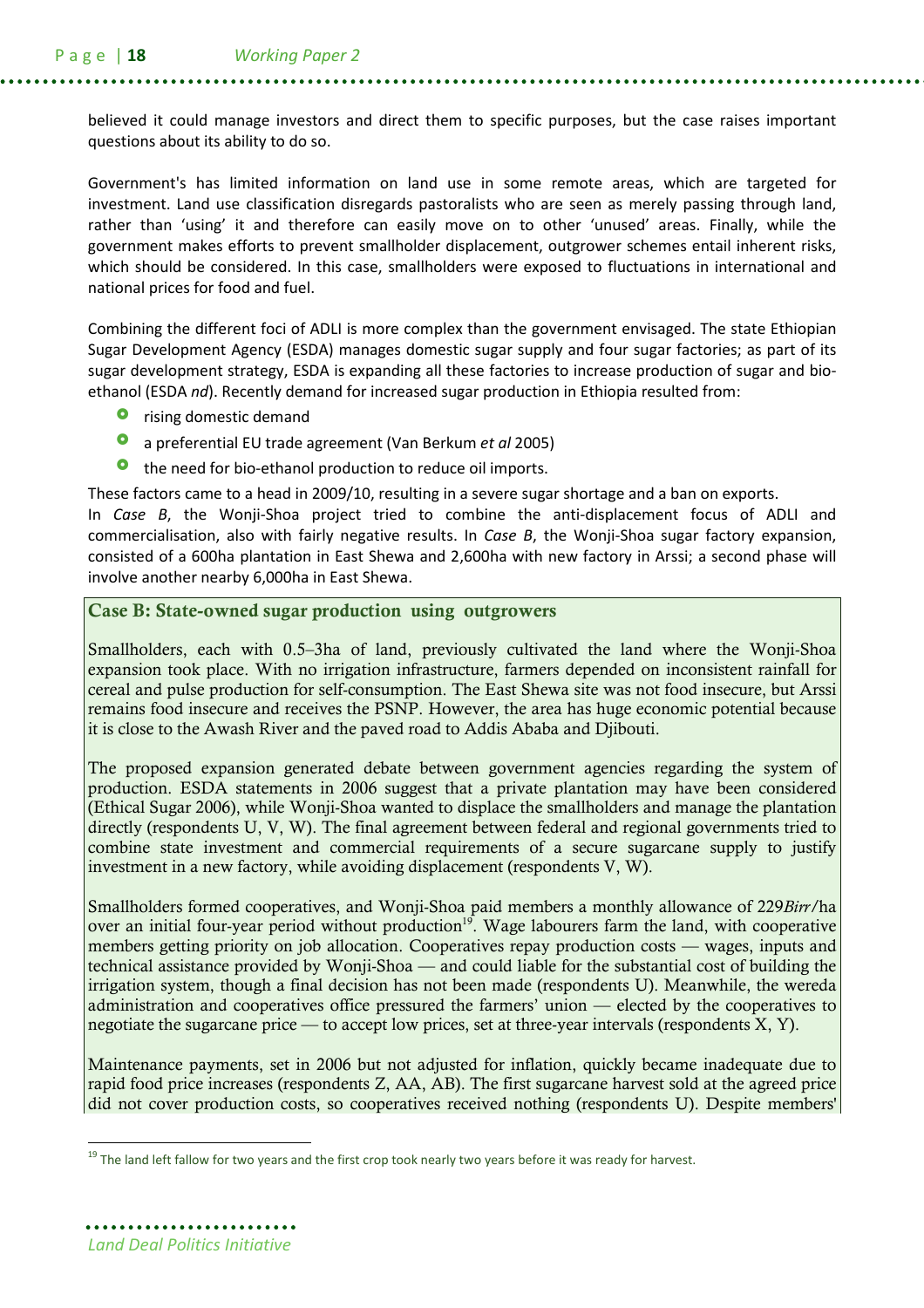believed it could manage investors and direct them to specific purposes, but the case raises important questions about its ability to do so.

Government's has limited information on land use in some remote areas, which are targeted for investment. Land use classification disregards pastoralists who are seen as merely passing through land, rather than 'using' it and therefore can easily move on to other 'unused' areas. Finally, while the government makes efforts to prevent smallholder displacement, outgrower schemes entail inherent risks, which should be considered. In this case, smallholders were exposed to fluctuations in international and national prices for food and fuel.

Combining the different foci of ADLI is more complex than the government envisaged. The state Ethiopian Sugar Development Agency (ESDA) manages domestic sugar supply and four sugar factories; as part of its sugar development strategy, ESDA is expanding all these factories to increase production of sugar and bio-ethanol (ESDA *nd*). Recently demand for increased sugar production in Ethiopia resulted from:

- rising domestic demand
- a preferential EU trade agreement (Van Berkum *et al* 2005)
- the need for bio-ethanol production to reduce oil imports.

These factors came to a head in 2009/10, resulting in a severe sugar shortage and a ban on exports.

In *Case B*, the Wonji-Shoa project tried to combine the anti-displacement focus of ADLI and commercialisation, also with fairly negative results. In *Case B*, the Wonji-Shoa sugar factory expansion, consisted of a 600ha plantation in East Shewa and 2,600ha with new factory in Arssi; a second phase will involve another nearby 6,000ha in East Shewa.

### Case B: State-owned sugar production using outgrowers

Smallholders, each with 0.5–3ha of land, previously cultivated the land where the Wonji-Shoa expansion took place. With no irrigation infrastructure, farmers depended on inconsistent rainfall for cereal and pulse production for self-consumption. The East Shewa site was not food insecure, but Arssi remains food insecure and receives the PSNP. However, the area has huge economic potential because it is close to the Awash River and the paved road to Addis Ababa and Djibouti.

The proposed expansion generated debate between government agencies regarding the system of production. ESDA statements in 2006 suggest that a private plantation may have been considered (Ethical Sugar 2006), while Wonji-Shoa wanted to displace the smallholders and manage the plantation directly (respondents U, V, W). The final agreement between federal and regional governments tried to combine state investment and commercial requirements of a secure sugarcane supply to justify investment in a new factory, while avoiding displacement (respondents V, W).

Smallholders formed cooperatives, and Wonji-Shoa paid members a monthly allowance of 229*Birr*/ha over an initial four-year period without production[19]. Wage labourers farm the land, with cooperative members getting priority on job allocation. Cooperatives repay production costs — wages, inputs and technical assistance provided by Wonji-Shoa — and could liable for the substantial cost of building the irrigation system, though a final decision has not been made (respondents U). Meanwhile, the wereda administration and cooperatives office pressured the farmers' union — elected by the cooperatives to negotiate the sugarcane price — to accept low prices, set at three-year intervals (respondents X, Y).

Maintenance payments, set in 2006 but not adjusted for inflation, quickly became inadequate due to rapid food price increases (respondents Z, AA, AB). The first sugarcane harvest sold at the agreed price did not cover production costs, so cooperatives received nothing (respondents U). Despite members'

[19] The land left fallow for two years and the first crop took nearly two years before it was ready for harvest.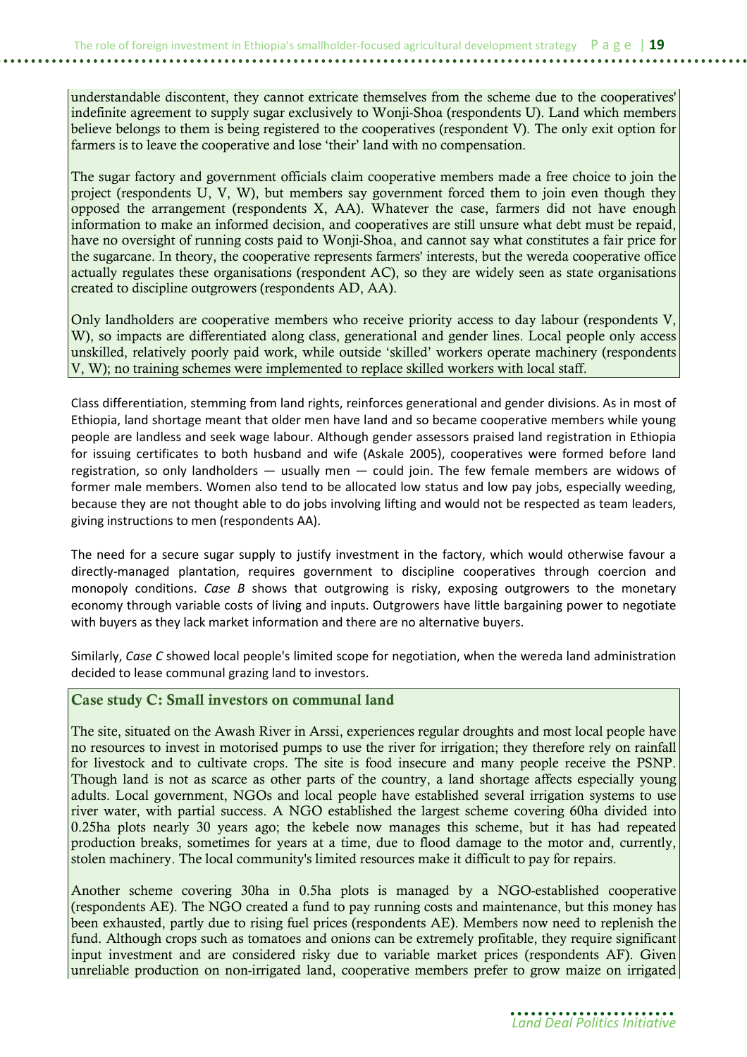understandable discontent, they cannot extricate themselves from the scheme due to the cooperatives' indefinite agreement to supply sugar exclusively to Wonji-Shoa (respondents U). Land which members believe belongs to them is being registered to the cooperatives (respondent V). The only exit option for farmers is to leave the cooperative and lose 'their' land with no compensation.

The sugar factory and government officials claim cooperative members made a free choice to join the project (respondents U, V, W), but members say government forced them to join even though they opposed the arrangement (respondents X, AA). Whatever the case, farmers did not have enough information to make an informed decision, and cooperatives are still unsure what debt must be repaid, have no oversight of running costs paid to Wonji-Shoa, and cannot say what constitutes a fair price for the sugarcane. In theory, the cooperative represents farmers' interests, but the wereda cooperative office actually regulates these organisations (respondent AC), so they are widely seen as state organisations created to discipline outgrowers (respondents AD, AA).

Only landholders are cooperative members who receive priority access to day labour (respondents V, W), so impacts are differentiated along class, generational and gender lines. Local people only access unskilled, relatively poorly paid work, while outside 'skilled' workers operate machinery (respondents V, W); no training schemes were implemented to replace skilled workers with local staff.

Class differentiation, stemming from land rights, reinforces generational and gender divisions. As in most of Ethiopia, land shortage meant that older men have land and so became cooperative members while young people are landless and seek wage labour. Although gender assessors praised land registration in Ethiopia for issuing certificates to both husband and wife (Askale 2005), cooperatives were formed before land registration, so only landholders — usually men — could join. The few female members are widows of former male members. Women also tend to be allocated low status and low pay jobs, especially weeding, because they are not thought able to do jobs involving lifting and would not be respected as team leaders, giving instructions to men (respondents AA).

The need for a secure sugar supply to justify investment in the factory, which would otherwise favour a directly-managed plantation, requires government to discipline cooperatives through coercion and monopoly conditions. *Case B* shows that outgrowing is risky, exposing outgrowers to the monetary economy through variable costs of living and inputs. Outgrowers have little bargaining power to negotiate with buyers as they lack market information and there are no alternative buyers.

Similarly, *Case C* showed local people's limited scope for negotiation, when the wereda land administration decided to lease communal grazing land to investors.

### Case study C: Small investors on communal land

The site, situated on the Awash River in Arssi, experiences regular droughts and most local people have no resources to invest in motorised pumps to use the river for irrigation; they therefore rely on rainfall for livestock and to cultivate crops. The site is food insecure and many people receive the PSNP. Though land is not as scarce as other parts of the country, a land shortage affects especially young adults. Local government, NGOs and local people have established several irrigation systems to use river water, with partial success. A NGO established the largest scheme covering 60ha divided into 0.25ha plots nearly 30 years ago; the kebele now manages this scheme, but it has had repeated production breaks, sometimes for years at a time, due to flood damage to the motor and, currently, stolen machinery. The local community's limited resources make it difficult to pay for repairs.

Another scheme covering 30ha in 0.5ha plots is managed by a NGO-established cooperative (respondents AE). The NGO created a fund to pay running costs and maintenance, but this money has been exhausted, partly due to rising fuel prices (respondents AE). Members now need to replenish the fund. Although crops such as tomatoes and onions can be extremely profitable, they require significant input investment and are considered risky due to variable market prices (respondents AF). Given unreliable production on non-irrigated land, cooperative members prefer to grow maize on irrigated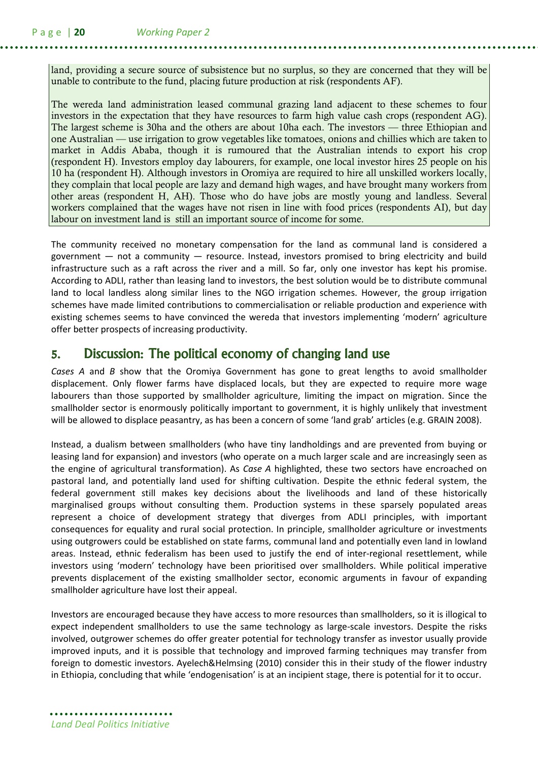land, providing a secure source of subsistence but no surplus, so they are concerned that they will be unable to contribute to the fund, placing future production at risk (respondents AF).

The wereda land administration leased communal grazing land adjacent to these schemes to four investors in the expectation that they have resources to farm high value cash crops (respondent AG). The largest scheme is 30ha and the others are about 10ha each. The investors — three Ethiopian and one Australian — use irrigation to grow vegetables like tomatoes, onions and chillies which are taken to market in Addis Ababa, though it is rumoured that the Australian intends to export his crop (respondent H). Investors employ day labourers, for example, one local investor hires 25 people on his 10 ha (respondent H). Although investors in Oromiya are required to hire all unskilled workers locally, they complain that local people are lazy and demand high wages, and have brought many workers from other areas (respondent H, AH). Those who do have jobs are mostly young and landless. Several workers complained that the wages have not risen in line with food prices (respondents AI), but day labour on investment land is still an important source of income for some.

The community received no monetary compensation for the land as communal land is considered a government — not a community — resource. Instead, investors promised to bring electricity and build infrastructure such as a raft across the river and a mill. So far, only one investor has kept his promise. According to ADLI, rather than leasing land to investors, the best solution would be to distribute communal land to local landless along similar lines to the NGO irrigation schemes. However, the group irrigation schemes have made limited contributions to commercialisation or reliable production and experience with existing schemes seems to have convinced the wereda that investors implementing 'modern' agriculture offer better prospects of increasing productivity.

## 5. Discussion: The political economy of changing land use

*Cases A* and *B* show that the Oromiya Government has gone to great lengths to avoid smallholder displacement. Only flower farms have displaced locals, but they are expected to require more wage labourers than those supported by smallholder agriculture, limiting the impact on migration. Since the smallholder sector is enormously politically important to government, it is highly unlikely that investment will be allowed to displace peasantry, as has been a concern of some 'land grab' articles (e.g. GRAIN 2008).

Instead, a dualism between smallholders (who have tiny landholdings and are prevented from buying or leasing land for expansion) and investors (who operate on a much larger scale and are increasingly seen as the engine of agricultural transformation). As *Case A* highlighted, these two sectors have encroached on pastoral land, and potentially land used for shifting cultivation. Despite the ethnic federal system, the federal government still makes key decisions about the livelihoods and land of these historically marginalised groups without consulting them. Production systems in these sparsely populated areas represent a choice of development strategy that diverges from ADLI principles, with important consequences for equality and rural social protection. In principle, smallholder agriculture or investments using outgrowers could be established on state farms, communal land and potentially even land in lowland areas. Instead, ethnic federalism has been used to justify the end of inter-regional resettlement, while investors using 'modern' technology have been prioritised over smallholders. While political imperative prevents displacement of the existing smallholder sector, economic arguments in favour of expanding smallholder agriculture have lost their appeal.

Investors are encouraged because they have access to more resources than smallholders, so it is illogical to expect independent smallholders to use the same technology as large-scale investors. Despite the risks involved, outgrower schemes do offer greater potential for technology transfer as investor usually provide improved inputs, and it is possible that technology and improved farming techniques may transfer from foreign to domestic investors. Ayelech&Helmsing (2010) consider this in their study of the flower industry in Ethiopia, concluding that while 'endogenisation' is at an incipient stage, there is potential for it to occur.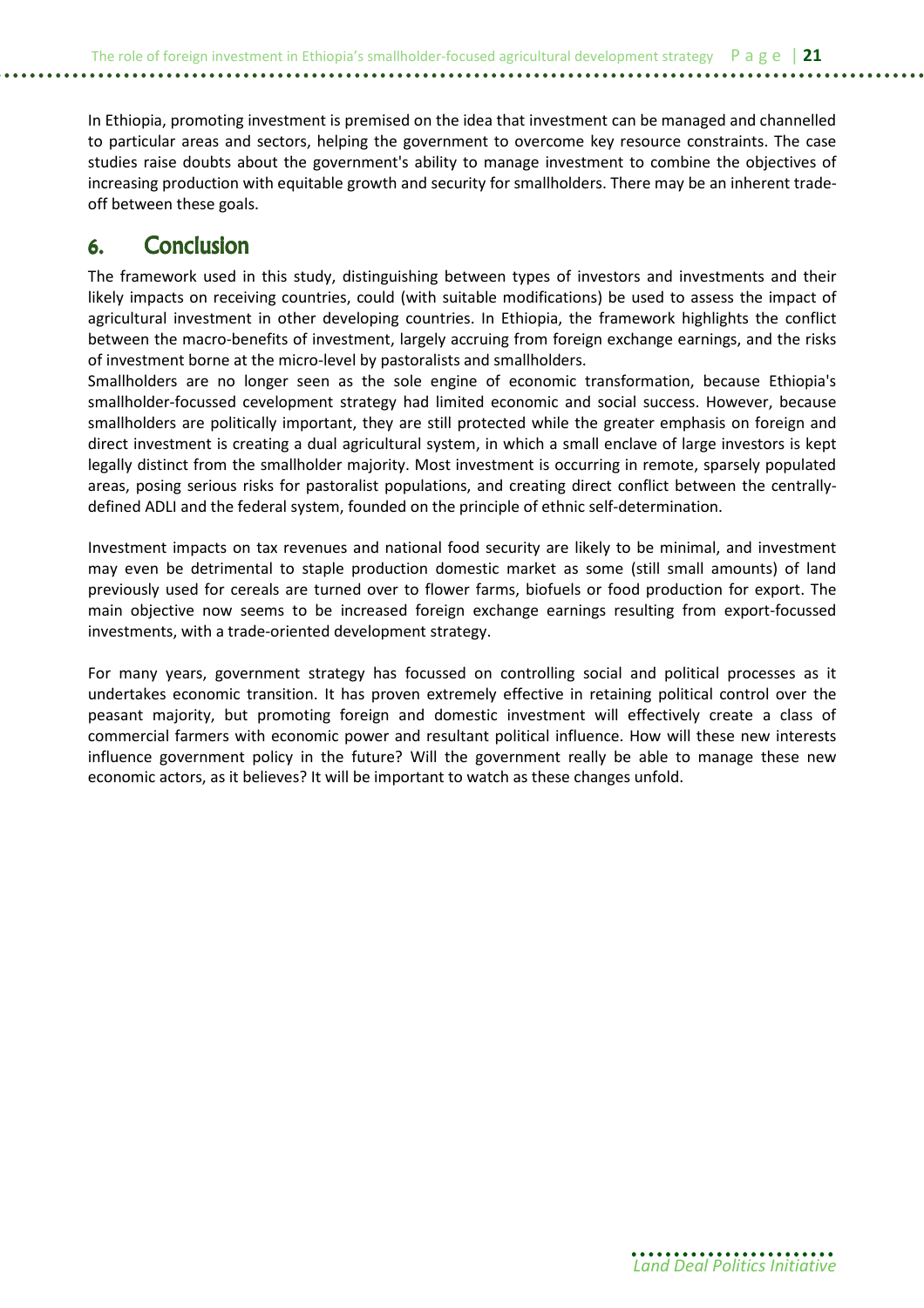In Ethiopia, promoting investment is premised on the idea that investment can be managed and channelled to particular areas and sectors, helping the government to overcome key resource constraints. The case studies raise doubts about the government's ability to manage investment to combine the objectives of increasing production with equitable growth and security for smallholders. There may be an inherent trade-off between these goals.

## 6. Conclusion

The framework used in this study, distinguishing between types of investors and investments and their likely impacts on receiving countries, could (with suitable modifications) be used to assess the impact of agricultural investment in other developing countries. In Ethiopia, the framework highlights the conflict between the macro-benefits of investment, largely accruing from foreign exchange earnings, and the risks of investment borne at the micro-level by pastoralists and smallholders.

Smallholders are no longer seen as the sole engine of economic transformation, because Ethiopia's smallholder-focussed cevelopment strategy had limited economic and social success. However, because smallholders are politically important, they are still protected while the greater emphasis on foreign and direct investment is creating a dual agricultural system, in which a small enclave of large investors is kept legally distinct from the smallholder majority. Most investment is occurring in remote, sparsely populated areas, posing serious risks for pastoralist populations, and creating direct conflict between the centrally-defined ADLI and the federal system, founded on the principle of ethnic self-determination.

Investment impacts on tax revenues and national food security are likely to be minimal, and investment may even be detrimental to staple production domestic market as some (still small amounts) of land previously used for cereals are turned over to flower farms, biofuels or food production for export. The main objective now seems to be increased foreign exchange earnings resulting from export-focussed investments, with a trade-oriented development strategy.

For many years, government strategy has focussed on controlling social and political processes as it undertakes economic transition. It has proven extremely effective in retaining political control over the peasant majority, but promoting foreign and domestic investment will effectively create a class of commercial farmers with economic power and resultant political influence. How will these new interests influence government policy in the future? Will the government really be able to manage these new economic actors, as it believes? It will be important to watch as these changes unfold.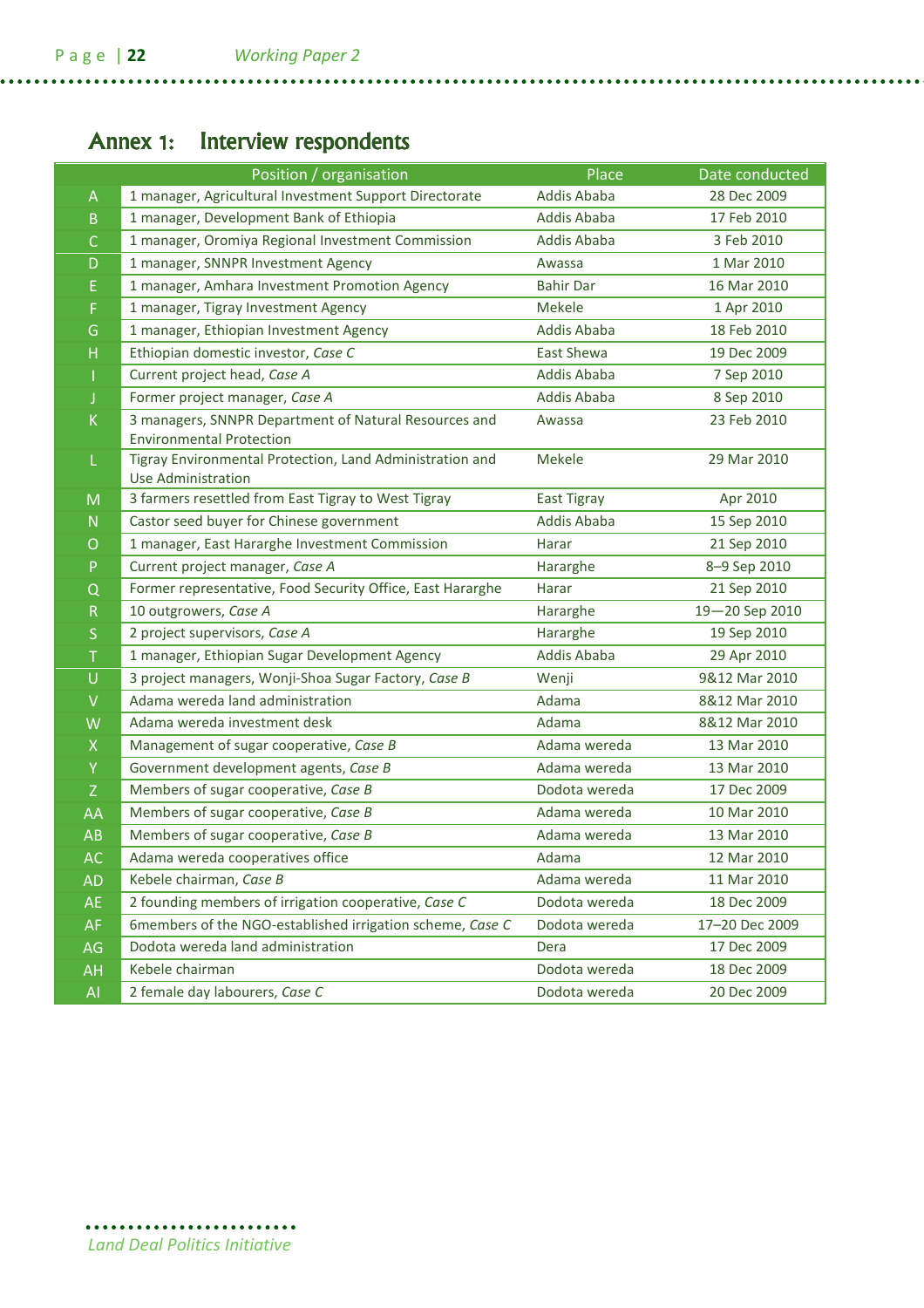# Annex 1: Interview respondents

| | Position / organisation | Place | Date conducted |
|---|---|---|---|
| A | 1 manager, Agricultural Investment Support Directorate | Addis Ababa | 28 Dec 2009 |
| B | 1 manager, Development Bank of Ethiopia | Addis Ababa | 17 Feb 2010 |
| C | 1 manager, Oromiya Regional Investment Commission | Addis Ababa | 3 Feb 2010 |
| D | 1 manager, SNNPR Investment Agency | Awassa | 1 Mar 2010 |
| E | 1 manager, Amhara Investment Promotion Agency | Bahir Dar | 16 Mar 2010 |
| F | 1 manager, Tigray Investment Agency | Mekele | 1 Apr 2010 |
| G | 1 manager, Ethiopian Investment Agency | Addis Ababa | 18 Feb 2010 |
| H | Ethiopian domestic investor, *Case C* | East Shewa | 19 Dec 2009 |
| I | Current project head, *Case A* | Addis Ababa | 7 Sep 2010 |
| J | Former project manager, *Case A* | Addis Ababa | 8 Sep 2010 |
| K | 3 managers, SNNPR Department of Natural Resources and Environmental Protection | Awassa | 23 Feb 2010 |
| L | Tigray Environmental Protection, Land Administration and Use Administration | Mekele | 29 Mar 2010 |
| M | 3 farmers resettled from East Tigray to West Tigray | East Tigray | Apr 2010 |
| N | Castor seed buyer for Chinese government | Addis Ababa | 15 Sep 2010 |
| O | 1 manager, East Hararghe Investment Commission | Harar | 21 Sep 2010 |
| P | Current project manager, *Case A* | Hararghe | 8–9 Sep 2010 |
| Q | Former representative, Food Security Office, East Hararghe | Harar | 21 Sep 2010 |
| R | 10 outgrowers, *Case A* | Hararghe | 19—20 Sep 2010 |
| S | 2 project supervisors, *Case A* | Hararghe | 19 Sep 2010 |
| T | 1 manager, Ethiopian Sugar Development Agency | Addis Ababa | 29 Apr 2010 |
| U | 3 project managers, Wonji-Shoa Sugar Factory, *Case B* | Wenji | 9&12 Mar 2010 |
| V | Adama wereda land administration | Adama | 8&12 Mar 2010 |
| W | Adama wereda investment desk | Adama | 8&12 Mar 2010 |
| X | Management of sugar cooperative, *Case B* | Adama wereda | 13 Mar 2010 |
| Y | Government development agents, *Case B* | Adama wereda | 13 Mar 2010 |
| Z | Members of sugar cooperative, *Case B* | Dodota wereda | 17 Dec 2009 |
| AA | Members of sugar cooperative, *Case B* | Adama wereda | 10 Mar 2010 |
| AB | Members of sugar cooperative, *Case B* | Adama wereda | 13 Mar 2010 |
| AC | Adama wereda cooperatives office | Adama | 12 Mar 2010 |
| AD | Kebele chairman, *Case B* | Adama wereda | 11 Mar 2010 |
| AE | 2 founding members of irrigation cooperative, *Case C* | Dodota wereda | 18 Dec 2009 |
| AF | 6members of the NGO-established irrigation scheme, *Case C* | Dodota wereda | 17–20 Dec 2009 |
| AG | Dodota wereda land administration | Dera | 17 Dec 2009 |
| AH | Kebele chairman | Dodota wereda | 18 Dec 2009 |
| AI | 2 female day labourers, *Case C* | Dodota wereda | 20 Dec 2009 |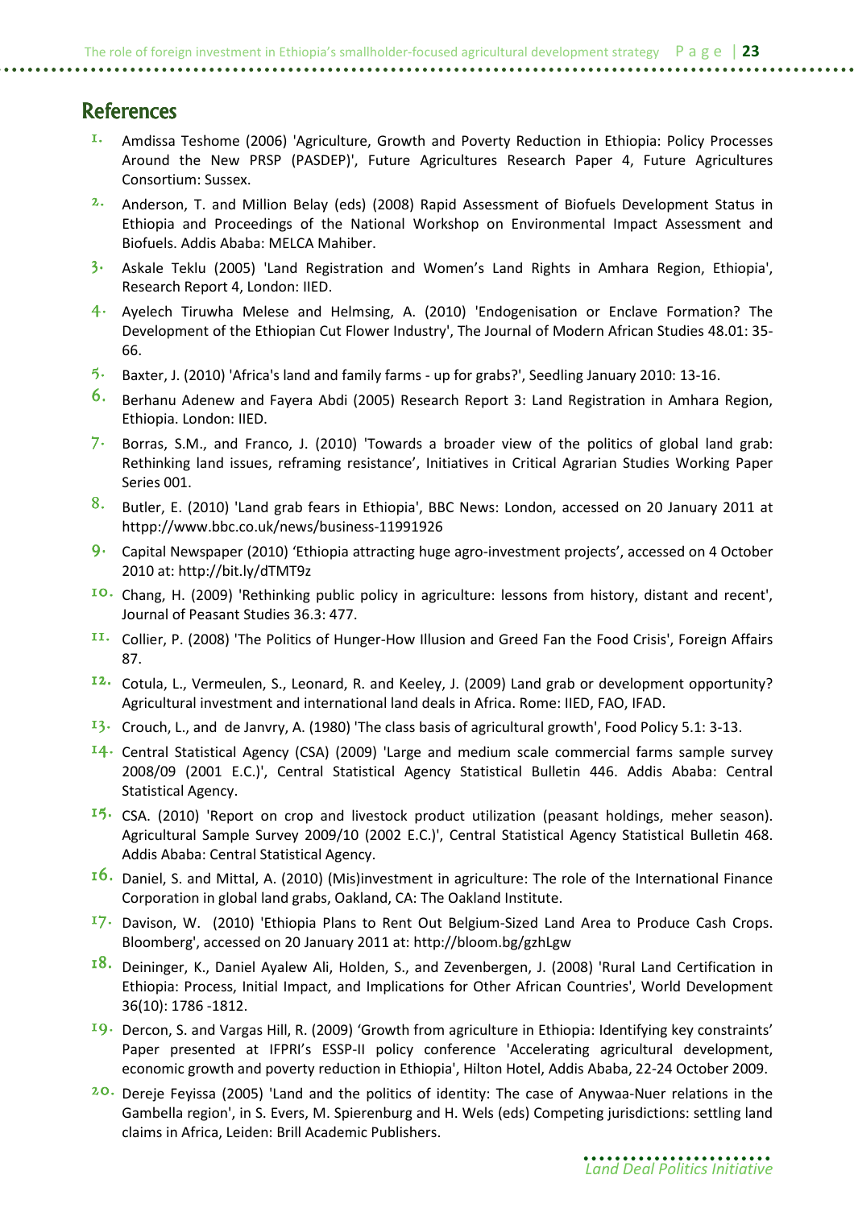## References

1. Amdissa Teshome (2006) 'Agriculture, Growth and Poverty Reduction in Ethiopia: Policy Processes Around the New PRSP (PASDEP)', Future Agricultures Research Paper 4, Future Agricultures Consortium: Sussex.
2. Anderson, T. and Million Belay (eds) (2008) Rapid Assessment of Biofuels Development Status in Ethiopia and Proceedings of the National Workshop on Environmental Impact Assessment and Biofuels. Addis Ababa: MELCA Mahiber.
3. Askale Teklu (2005) 'Land Registration and Women's Land Rights in Amhara Region, Ethiopia', Research Report 4, London: IIED.
4. Ayelech Tiruwha Melese and Helmsing, A. (2010) 'Endogenisation or Enclave Formation? The Development of the Ethiopian Cut Flower Industry', The Journal of Modern African Studies 48.01: 35-66.
5. Baxter, J. (2010) 'Africa's land and family farms - up for grabs?', Seedling January 2010: 13-16.
6. Berhanu Adenew and Fayera Abdi (2005) Research Report 3: Land Registration in Amhara Region, Ethiopia. London: IIED.
7. Borras, S.M., and Franco, J. (2010) 'Towards a broader view of the politics of global land grab: Rethinking land issues, reframing resistance', Initiatives in Critical Agrarian Studies Working Paper Series 001.
8. Butler, E. (2010) 'Land grab fears in Ethiopia', BBC News: London, accessed on 20 January 2011 at httpp://www.bbc.co.uk/news/business-11991926
9. Capital Newspaper (2010) 'Ethiopia attracting huge agro-investment projects', accessed on 4 October 2010 at: http://bit.ly/dTMT9z
10. Chang, H. (2009) 'Rethinking public policy in agriculture: lessons from history, distant and recent', Journal of Peasant Studies 36.3: 477.
11. Collier, P. (2008) 'The Politics of Hunger-How Illusion and Greed Fan the Food Crisis', Foreign Affairs 87.
12. Cotula, L., Vermeulen, S., Leonard, R. and Keeley, J. (2009) Land grab or development opportunity? Agricultural investment and international land deals in Africa. Rome: IIED, FAO, IFAD.
13. Crouch, L., and de Janvry, A. (1980) 'The class basis of agricultural growth', Food Policy 5.1: 3-13.
14. Central Statistical Agency (CSA) (2009) 'Large and medium scale commercial farms sample survey 2008/09 (2001 E.C.)', Central Statistical Agency Statistical Bulletin 446. Addis Ababa: Central Statistical Agency.
15. CSA. (2010) 'Report on crop and livestock product utilization (peasant holdings, meher season). Agricultural Sample Survey 2009/10 (2002 E.C.)', Central Statistical Agency Statistical Bulletin 468. Addis Ababa: Central Statistical Agency.
16. Daniel, S. and Mittal, A. (2010) (Mis)investment in agriculture: The role of the International Finance Corporation in global land grabs, Oakland, CA: The Oakland Institute.
17. Davison, W. (2010) 'Ethiopia Plans to Rent Out Belgium-Sized Land Area to Produce Cash Crops. Bloomberg', accessed on 20 January 2011 at: http://bloom.bg/gzhLgw
18. Deininger, K., Daniel Ayalew Ali, Holden, S., and Zevenbergen, J. (2008) 'Rural Land Certification in Ethiopia: Process, Initial Impact, and Implications for Other African Countries', World Development 36(10): 1786 -1812.
19. Dercon, S. and Vargas Hill, R. (2009) 'Growth from agriculture in Ethiopia: Identifying key constraints' Paper presented at IFPRI's ESSP-II policy conference 'Accelerating agricultural development, economic growth and poverty reduction in Ethiopia', Hilton Hotel, Addis Ababa, 22-24 October 2009.
20. Dereje Feyissa (2005) 'Land and the politics of identity: The case of Anywaa-Nuer relations in the Gambella region', in S. Evers, M. Spierenburg and H. Wels (eds) Competing jurisdictions: settling land claims in Africa, Leiden: Brill Academic Publishers.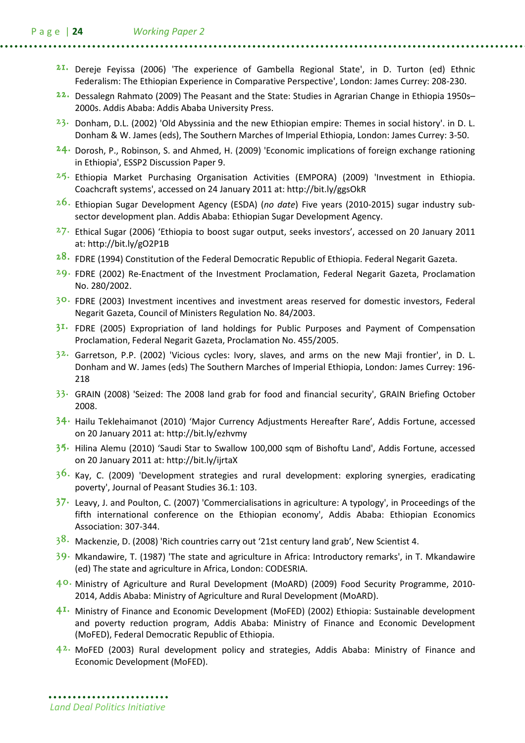21. Dereje Feyissa (2006) 'The experience of Gambella Regional State', in D. Turton (ed) Ethnic Federalism: The Ethiopian Experience in Comparative Perspective', London: James Currey: 208-230.
22. Dessalegn Rahmato (2009) The Peasant and the State: Studies in Agrarian Change in Ethiopia 1950s–2000s. Addis Ababa: Addis Ababa University Press.
23. Donham, D.L. (2002) 'Old Abyssinia and the new Ethiopian empire: Themes in social history'. in D. L. Donham & W. James (eds), The Southern Marches of Imperial Ethiopia, London: James Currey: 3-50.
24. Dorosh, P., Robinson, S. and Ahmed, H. (2009) 'Economic implications of foreign exchange rationing in Ethiopia', ESSP2 Discussion Paper 9.
25. Ethiopia Market Purchasing Organisation Activities (EMPORA) (2009) 'Investment in Ethiopia. Coachcraft systems', accessed on 24 January 2011 at: http://bit.ly/ggsOkR
26. Ethiopian Sugar Development Agency (ESDA) (*no date*) Five years (2010-2015) sugar industry sub-sector development plan. Addis Ababa: Ethiopian Sugar Development Agency.
27. Ethical Sugar (2006) 'Ethiopia to boost sugar output, seeks investors', accessed on 20 January 2011 at: http://bit.ly/gO2P1B
28. FDRE (1994) Constitution of the Federal Democratic Republic of Ethiopia. Federal Negarit Gazeta.
29. FDRE (2002) Re-Enactment of the Investment Proclamation, Federal Negarit Gazeta, Proclamation No. 280/2002.
30. FDRE (2003) Investment incentives and investment areas reserved for domestic investors, Federal Negarit Gazeta, Council of Ministers Regulation No. 84/2003.
31. FDRE (2005) Expropriation of land holdings for Public Purposes and Payment of Compensation Proclamation, Federal Negarit Gazeta, Proclamation No. 455/2005.
32. Garretson, P.P. (2002) 'Vicious cycles: Ivory, slaves, and arms on the new Maji frontier', in D. L. Donham and W. James (eds) The Southern Marches of Imperial Ethiopia, London: James Currey: 196-218
33. GRAIN (2008) 'Seized: The 2008 land grab for food and financial security', GRAIN Briefing October 2008.
34. Hailu Teklehaimanot (2010) 'Major Currency Adjustments Hereafter Rare', Addis Fortune, accessed on 20 January 2011 at: http://bit.ly/ezhvmy
35. Hilina Alemu (2010) 'Saudi Star to Swallow 100,000 sqm of Bishoftu Land', Addis Fortune, accessed on 20 January 2011 at: http://bit.ly/ijrtaX
36. Kay, C. (2009) 'Development strategies and rural development: exploring synergies, eradicating poverty', Journal of Peasant Studies 36.1: 103.
37. Leavy, J. and Poulton, C. (2007) 'Commercialisations in agriculture: A typology', in Proceedings of the fifth international conference on the Ethiopian economy', Addis Ababa: Ethiopian Economics Association: 307-344.
38. Mackenzie, D. (2008) 'Rich countries carry out '21st century land grab', New Scientist 4.
39. Mkandawire, T. (1987) 'The state and agriculture in Africa: Introductory remarks', in T. Mkandawire (ed) The state and agriculture in Africa, London: CODESRIA.
40. Ministry of Agriculture and Rural Development (MoARD) (2009) Food Security Programme, 2010-2014, Addis Ababa: Ministry of Agriculture and Rural Development (MoARD).
41. Ministry of Finance and Economic Development (MoFED) (2002) Ethiopia: Sustainable development and poverty reduction program, Addis Ababa: Ministry of Finance and Economic Development (MoFED), Federal Democratic Republic of Ethiopia.
42. MoFED (2003) Rural development policy and strategies, Addis Ababa: Ministry of Finance and Economic Development (MoFED).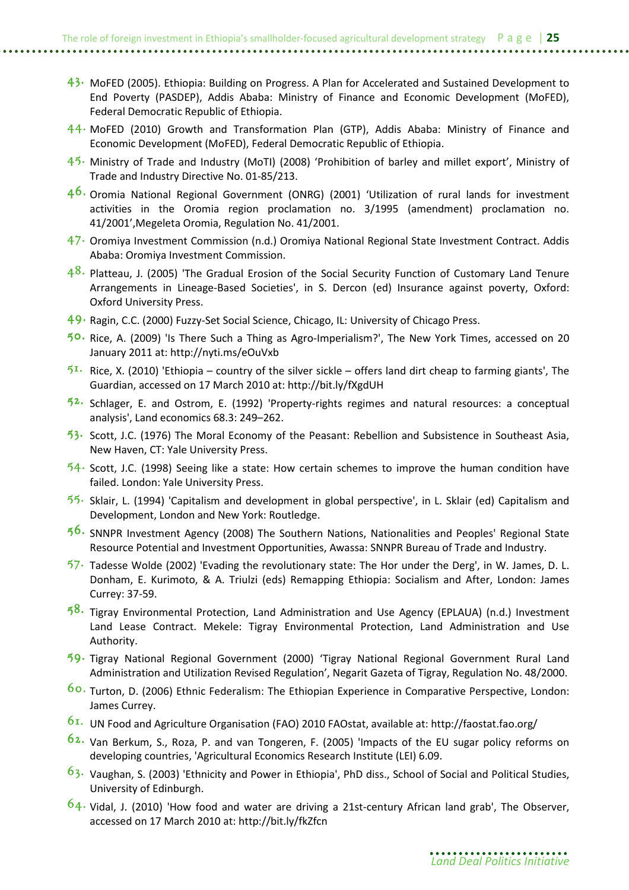43. MoFED (2005). Ethiopia: Building on Progress. A Plan for Accelerated and Sustained Development to End Poverty (PASDEP), Addis Ababa: Ministry of Finance and Economic Development (MoFED), Federal Democratic Republic of Ethiopia.
44. MoFED (2010) Growth and Transformation Plan (GTP), Addis Ababa: Ministry of Finance and Economic Development (MoFED), Federal Democratic Republic of Ethiopia.
45. Ministry of Trade and Industry (MoTI) (2008) 'Prohibition of barley and millet export', Ministry of Trade and Industry Directive No. 01-85/213.
46. Oromia National Regional Government (ONRG) (2001) 'Utilization of rural lands for investment activities in the Oromia region proclamation no. 3/1995 (amendment) proclamation no. 41/2001',Megeleta Oromia, Regulation No. 41/2001.
47. Oromiya Investment Commission (n.d.) Oromiya National Regional State Investment Contract. Addis Ababa: Oromiya Investment Commission.
48. Platteau, J. (2005) 'The Gradual Erosion of the Social Security Function of Customary Land Tenure Arrangements in Lineage-Based Societies', in S. Dercon (ed) Insurance against poverty, Oxford: Oxford University Press.
49. Ragin, C.C. (2000) Fuzzy-Set Social Science, Chicago, IL: University of Chicago Press.
50. Rice, A. (2009) 'Is There Such a Thing as Agro-Imperialism?', The New York Times, accessed on 20 January 2011 at: http://nyti.ms/eOuVxb
51. Rice, X. (2010) 'Ethiopia – country of the silver sickle – offers land dirt cheap to farming giants', The Guardian, accessed on 17 March 2010 at: http://bit.ly/fXgdUH
52. Schlager, E. and Ostrom, E. (1992) 'Property-rights regimes and natural resources: a conceptual analysis', Land economics 68.3: 249–262.
53. Scott, J.C. (1976) The Moral Economy of the Peasant: Rebellion and Subsistence in Southeast Asia, New Haven, CT: Yale University Press.
54. Scott, J.C. (1998) Seeing like a state: How certain schemes to improve the human condition have failed. London: Yale University Press.
55. Sklair, L. (1994) 'Capitalism and development in global perspective', in L. Sklair (ed) Capitalism and Development, London and New York: Routledge.
56. SNNPR Investment Agency (2008) The Southern Nations, Nationalities and Peoples' Regional State Resource Potential and Investment Opportunities, Awassa: SNNPR Bureau of Trade and Industry.
57. Tadesse Wolde (2002) 'Evading the revolutionary state: The Hor under the Derg', in W. James, D. L. Donham, E. Kurimoto, & A. Triulzi (eds) Remapping Ethiopia: Socialism and After, London: James Currey: 37-59.
58. Tigray Environmental Protection, Land Administration and Use Agency (EPLAUA) (n.d.) Investment Land Lease Contract. Mekele: Tigray Environmental Protection, Land Administration and Use Authority.
59. Tigray National Regional Government (2000) 'Tigray National Regional Government Rural Land Administration and Utilization Revised Regulation', Negarit Gazeta of Tigray, Regulation No. 48/2000.
60. Turton, D. (2006) Ethnic Federalism: The Ethiopian Experience in Comparative Perspective, London: James Currey.
61. UN Food and Agriculture Organisation (FAO) 2010 FAOstat, available at: http://faostat.fao.org/
62. Van Berkum, S., Roza, P. and van Tongeren, F. (2005) 'Impacts of the EU sugar policy reforms on developing countries, 'Agricultural Economics Research Institute (LEI) 6.09.
63. Vaughan, S. (2003) 'Ethnicity and Power in Ethiopia', PhD diss., School of Social and Political Studies, University of Edinburgh.
64. Vidal, J. (2010) 'How food and water are driving a 21st-century African land grab', The Observer, accessed on 17 March 2010 at: http://bit.ly/fkZfcn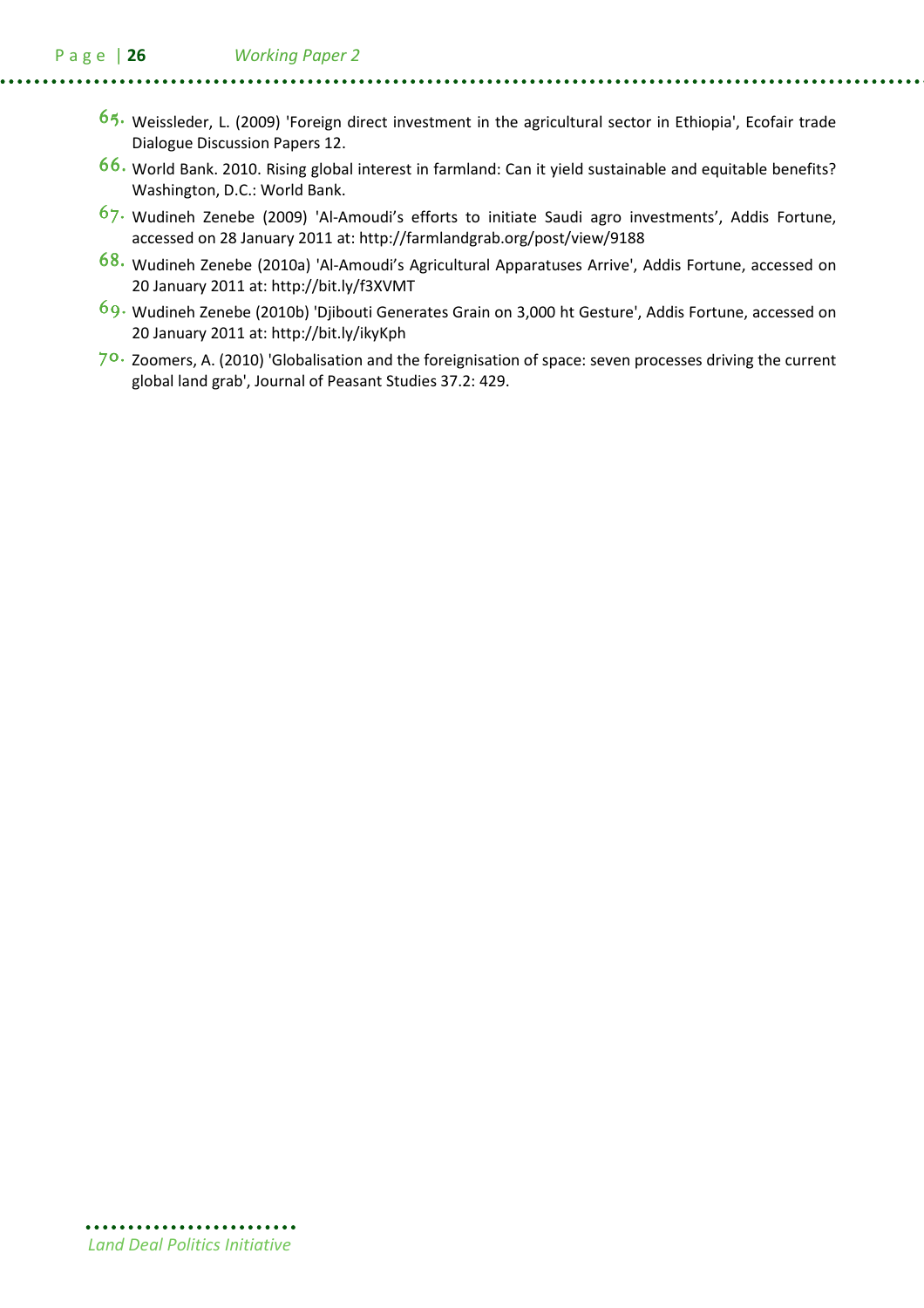65. Weissleder, L. (2009) 'Foreign direct investment in the agricultural sector in Ethiopia', Ecofair trade Dialogue Discussion Papers 12.
66. World Bank. 2010. Rising global interest in farmland: Can it yield sustainable and equitable benefits? Washington, D.C.: World Bank.
67. Wudineh Zenebe (2009) 'Al-Amoudi's efforts to initiate Saudi agro investments', Addis Fortune, accessed on 28 January 2011 at: http://farmlandgrab.org/post/view/9188
68. Wudineh Zenebe (2010a) 'Al-Amoudi's Agricultural Apparatuses Arrive', Addis Fortune, accessed on 20 January 2011 at: http://bit.ly/f3XVMT
69. Wudineh Zenebe (2010b) 'Djibouti Generates Grain on 3,000 ht Gesture', Addis Fortune, accessed on 20 January 2011 at: http://bit.ly/ikyKph
70. Zoomers, A. (2010) 'Globalisation and the foreignisation of space: seven processes driving the current global land grab', Journal of Peasant Studies 37.2: 429.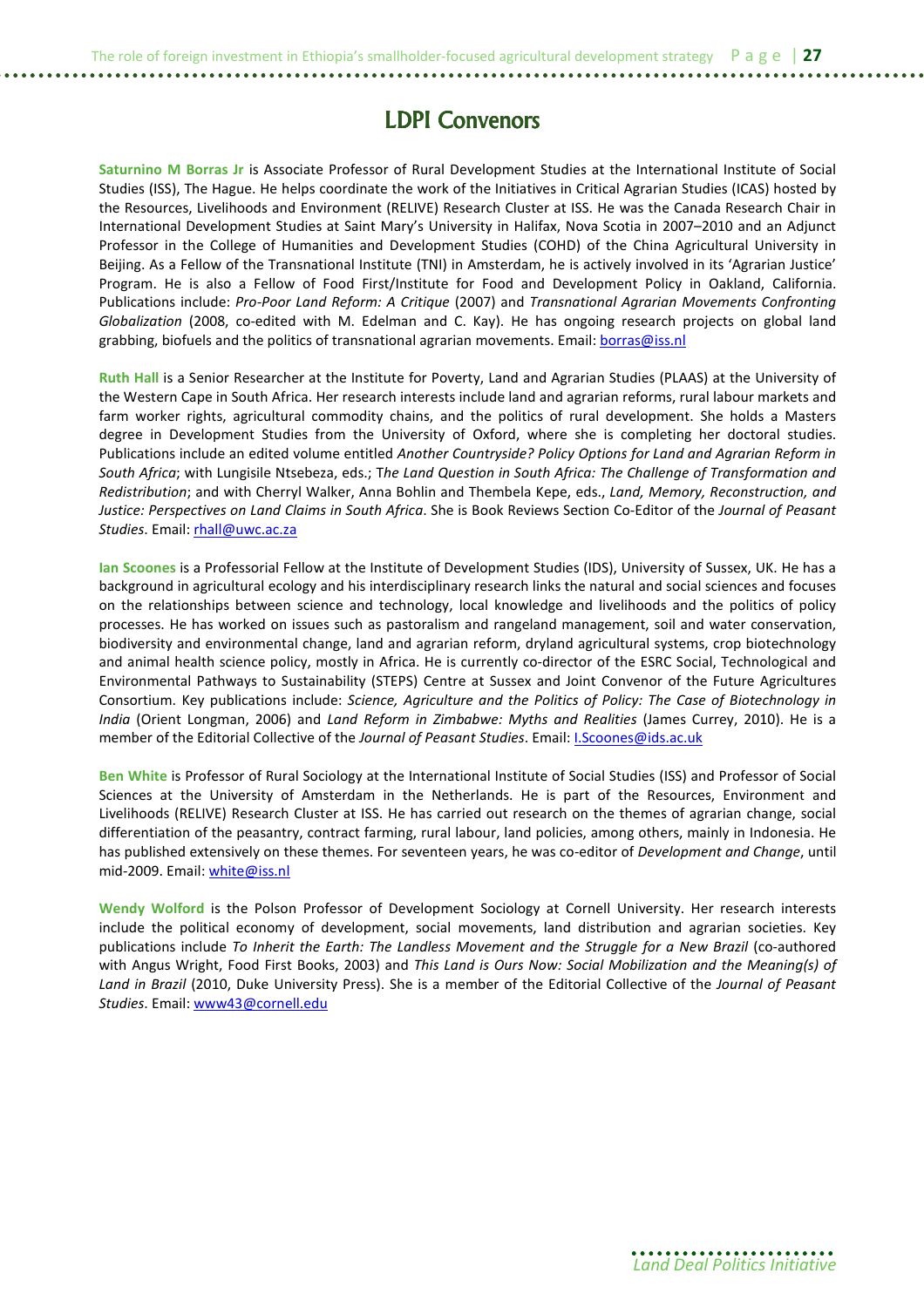# LDPI Convenors

**Saturnino M Borras Jr** is Associate Professor of Rural Development Studies at the International Institute of Social Studies (ISS), The Hague. He helps coordinate the work of the Initiatives in Critical Agrarian Studies (ICAS) hosted by the Resources, Livelihoods and Environment (RELIVE) Research Cluster at ISS. He was the Canada Research Chair in International Development Studies at Saint Mary's University in Halifax, Nova Scotia in 2007–2010 and an Adjunct Professor in the College of Humanities and Development Studies (COHD) of the China Agricultural University in Beijing. As a Fellow of the Transnational Institute (TNI) in Amsterdam, he is actively involved in its 'Agrarian Justice' Program. He is also a Fellow of Food First/Institute for Food and Development Policy in Oakland, California. Publications include: *Pro-Poor Land Reform: A Critique* (2007) and *Transnational Agrarian Movements Confronting Globalization* (2008, co-edited with M. Edelman and C. Kay). He has ongoing research projects on global land grabbing, biofuels and the politics of transnational agrarian movements. Email: borras@iss.nl

**Ruth Hall** is a Senior Researcher at the Institute for Poverty, Land and Agrarian Studies (PLAAS) at the University of the Western Cape in South Africa. Her research interests include land and agrarian reforms, rural labour markets and farm worker rights, agricultural commodity chains, and the politics of rural development. She holds a Masters degree in Development Studies from the University of Oxford, where she is completing her doctoral studies. Publications include an edited volume entitled *Another Countryside? Policy Options for Land and Agrarian Reform in South Africa*; with Lungisile Ntsebeza, eds.; T*he Land Question in South Africa: The Challenge of Transformation and Redistribution*; and with Cherryl Walker, Anna Bohlin and Thembela Kepe, eds., *Land, Memory, Reconstruction, and Justice: Perspectives on Land Claims in South Africa*. She is Book Reviews Section Co-Editor of the *Journal of Peasant Studies*. Email: rhall@uwc.ac.za

**Ian Scoones** is a Professorial Fellow at the Institute of Development Studies (IDS), University of Sussex, UK. He has a background in agricultural ecology and his interdisciplinary research links the natural and social sciences and focuses on the relationships between science and technology, local knowledge and livelihoods and the politics of policy processes. He has worked on issues such as pastoralism and rangeland management, soil and water conservation, biodiversity and environmental change, land and agrarian reform, dryland agricultural systems, crop biotechnology and animal health science policy, mostly in Africa. He is currently co-director of the ESRC Social, Technological and Environmental Pathways to Sustainability (STEPS) Centre at Sussex and Joint Convenor of the Future Agricultures Consortium. Key publications include: *Science, Agriculture and the Politics of Policy: The Case of Biotechnology in India* (Orient Longman, 2006) and *Land Reform in Zimbabwe: Myths and Realities* (James Currey, 2010). He is a member of the Editorial Collective of the *Journal of Peasant Studies*. Email: I.Scoones@ids.ac.uk

**Ben White** is Professor of Rural Sociology at the International Institute of Social Studies (ISS) and Professor of Social Sciences at the University of Amsterdam in the Netherlands. He is part of the Resources, Environment and Livelihoods (RELIVE) Research Cluster at ISS. He has carried out research on the themes of agrarian change, social differentiation of the peasantry, contract farming, rural labour, land policies, among others, mainly in Indonesia. He has published extensively on these themes. For seventeen years, he was co-editor of *Development and Change*, until mid-2009. Email: white@iss.nl

**Wendy Wolford** is the Polson Professor of Development Sociology at Cornell University. Her research interests include the political economy of development, social movements, land distribution and agrarian societies. Key publications include *To Inherit the Earth: The Landless Movement and the Struggle for a New Brazil* (co-authored with Angus Wright, Food First Books, 2003) and *This Land is Ours Now: Social Mobilization and the Meaning(s) of Land in Brazil* (2010, Duke University Press). She is a member of the Editorial Collective of the *Journal of Peasant Studies*. Email: www43@cornell.edu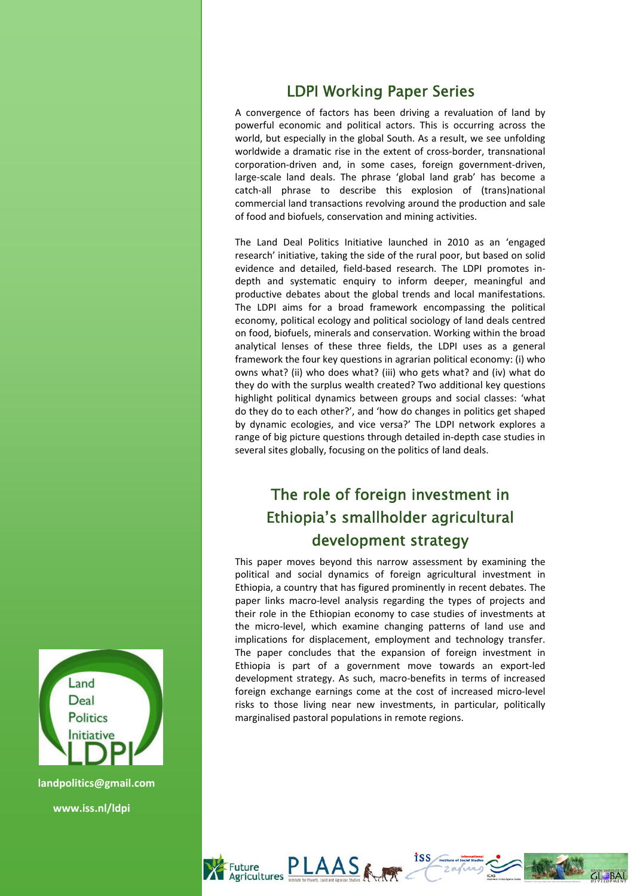## LDPI Working Paper Series

A convergence of factors has been driving a revaluation of land by powerful economic and political actors. This is occurring across the world, but especially in the global South. As a result, we see unfolding worldwide a dramatic rise in the extent of cross-border, transnational corporation-driven and, in some cases, foreign government-driven, large-scale land deals. The phrase 'global land grab' has become a catch-all phrase to describe this explosion of (trans)national commercial land transactions revolving around the production and sale of food and biofuels, conservation and mining activities.

The Land Deal Politics Initiative launched in 2010 as an 'engaged research' initiative, taking the side of the rural poor, but based on solid evidence and detailed, field-based research. The LDPI promotes in-depth and systematic enquiry to inform deeper, meaningful and productive debates about the global trends and local manifestations. The LDPI aims for a broad framework encompassing the political economy, political ecology and political sociology of land deals centred on food, biofuels, minerals and conservation. Working within the broad analytical lenses of these three fields, the LDPI uses as a general framework the four key questions in agrarian political economy: (i) who owns what? (ii) who does what? (iii) who gets what? and (iv) what do they do with the surplus wealth created? Two additional key questions highlight political dynamics between groups and social classes: 'what do they do to each other?', and 'how do changes in politics get shaped by dynamic ecologies, and vice versa?' The LDPI network explores a range of big picture questions through detailed in-depth case studies in several sites globally, focusing on the politics of land deals.

## The role of foreign investment in Ethiopia's smallholder agricultural development strategy

This paper moves beyond this narrow assessment by examining the political and social dynamics of foreign agricultural investment in Ethiopia, a country that has figured prominently in recent debates. The paper links macro-level analysis regarding the types of projects and their role in the Ethiopian economy to case studies of investments at the micro-level, which examine changing patterns of land use and implications for displacement, employment and technology transfer. The paper concludes that the expansion of foreign investment in Ethiopia is part of a government move towards an export-led development strategy. As such, macro-benefits in terms of increased foreign exchange earnings come at the cost of increased micro-level risks to those living near new investments, in particular, politically marginalised pastoral populations in remote regions.

Land Deal Politics Initiative LDPI

**landpolitics@gmail.com**

**www.iss.nl/ldpi**